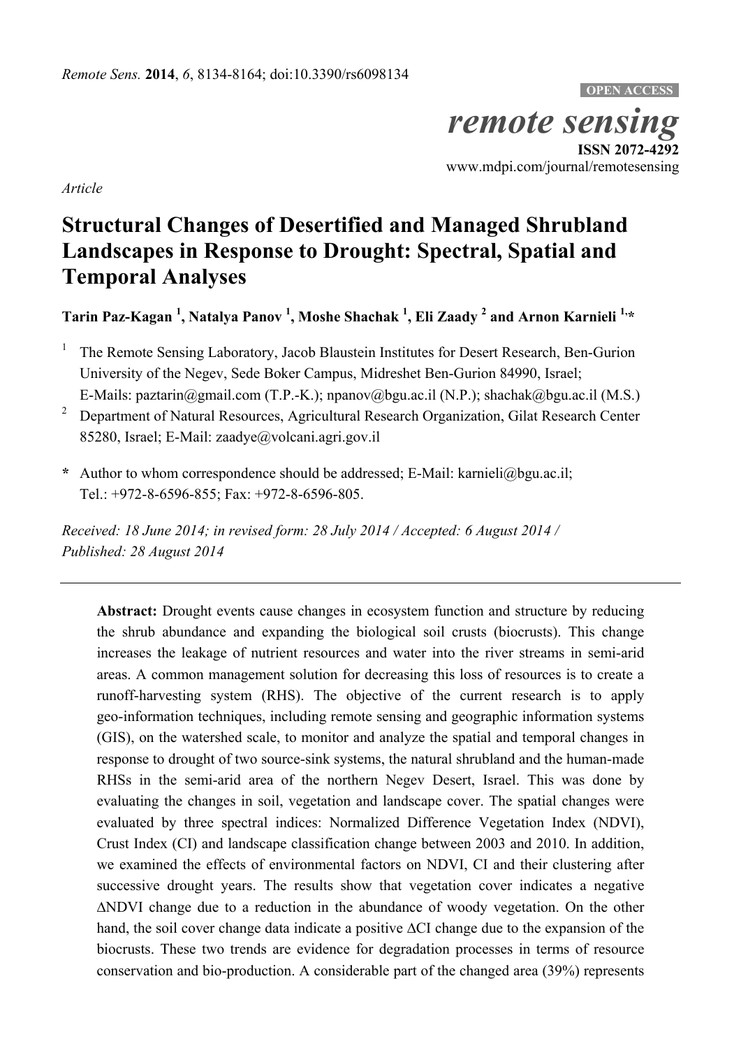*Article*

# Structural Changes of Desertified and Managed Shrubland Landscapes in Response to Drought: Spectral, Spatial and Temporal Analyses

**Tarin Paz-Kagan [1], Natalya Panov [1], Moshe Shachak [1], Eli Zaady [2] and Arnon Karnieli [1,*]**

[1] The Remote Sensing Laboratory, Jacob Blaustein Institutes for Desert Research, Ben-Gurion University of the Negev, Sede Boker Campus, Midreshet Ben-Gurion 84990, Israel; E-Mails: paztarin@gmail.com (T.P.-K.); npanov@bgu.ac.il (N.P.); shachak@bgu.ac.il (M.S.)

[2] Department of Natural Resources, Agricultural Research Organization, Gilat Research Center 85280, Israel; E-Mail: zaadye@volcani.agri.gov.il

**\*** Author to whom correspondence should be addressed; E-Mail: karnieli@bgu.ac.il; Tel.: +972-8-6596-855; Fax: +972-8-6596-805.

*Received: 18 June 2014; in revised form: 28 July 2014 / Accepted: 6 August 2014 / Published: 28 August 2014*

---

**Abstract:** Drought events cause changes in ecosystem function and structure by reducing the shrub abundance and expanding the biological soil crusts (biocrusts). This change increases the leakage of nutrient resources and water into the river streams in semi-arid areas. A common management solution for decreasing this loss of resources is to create a runoff-harvesting system (RHS). The objective of the current research is to apply geo-information techniques, including remote sensing and geographic information systems (GIS), on the watershed scale, to monitor and analyze the spatial and temporal changes in response to drought of two source-sink systems, the natural shrubland and the human-made RHSs in the semi-arid area of the northern Negev Desert, Israel. This was done by evaluating the changes in soil, vegetation and landscape cover. The spatial changes were evaluated by three spectral indices: Normalized Difference Vegetation Index (NDVI), Crust Index (CI) and landscape classification change between 2003 and 2010. In addition, we examined the effects of environmental factors on NDVI, CI and their clustering after successive drought years. The results show that vegetation cover indicates a negative ΔNDVI change due to a reduction in the abundance of woody vegetation. On the other hand, the soil cover change data indicate a positive ΔCI change due to the expansion of the biocrusts. These two trends are evidence for degradation processes in terms of resource conservation and bio-production. A considerable part of the changed area (39%) represents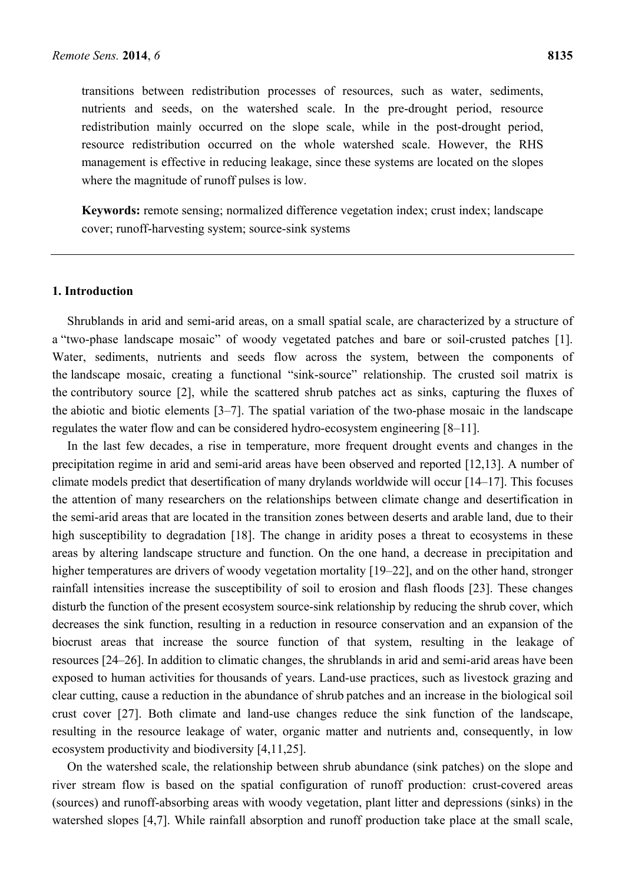transitions between redistribution processes of resources, such as water, sediments, nutrients and seeds, on the watershed scale. In the pre-drought period, resource redistribution mainly occurred on the slope scale, while in the post-drought period, resource redistribution occurred on the whole watershed scale. However, the RHS management is effective in reducing leakage, since these systems are located on the slopes where the magnitude of runoff pulses is low.

**Keywords:** remote sensing; normalized difference vegetation index; crust index; landscape cover; runoff-harvesting system; source-sink systems

## 1. Introduction

Shrublands in arid and semi-arid areas, on a small spatial scale, are characterized by a structure of a "two-phase landscape mosaic" of woody vegetated patches and bare or soil-crusted patches [1]. Water, sediments, nutrients and seeds flow across the system, between the components of the landscape mosaic, creating a functional "sink-source" relationship. The crusted soil matrix is the contributory source [2], while the scattered shrub patches act as sinks, capturing the fluxes of the abiotic and biotic elements [3–7]. The spatial variation of the two-phase mosaic in the landscape regulates the water flow and can be considered hydro-ecosystem engineering [8–11].

In the last few decades, a rise in temperature, more frequent drought events and changes in the precipitation regime in arid and semi-arid areas have been observed and reported [12,13]. A number of climate models predict that desertification of many drylands worldwide will occur [14–17]. This focuses the attention of many researchers on the relationships between climate change and desertification in the semi-arid areas that are located in the transition zones between deserts and arable land, due to their high susceptibility to degradation [18]. The change in aridity poses a threat to ecosystems in these areas by altering landscape structure and function. On the one hand, a decrease in precipitation and higher temperatures are drivers of woody vegetation mortality [19–22], and on the other hand, stronger rainfall intensities increase the susceptibility of soil to erosion and flash floods [23]. These changes disturb the function of the present ecosystem source-sink relationship by reducing the shrub cover, which decreases the sink function, resulting in a reduction in resource conservation and an expansion of the biocrust areas that increase the source function of that system, resulting in the leakage of resources [24–26]. In addition to climatic changes, the shrublands in arid and semi-arid areas have been exposed to human activities for thousands of years. Land-use practices, such as livestock grazing and clear cutting, cause a reduction in the abundance of shrub patches and an increase in the biological soil crust cover [27]. Both climate and land-use changes reduce the sink function of the landscape, resulting in the resource leakage of water, organic matter and nutrients and, consequently, in low ecosystem productivity and biodiversity [4,11,25].

On the watershed scale, the relationship between shrub abundance (sink patches) on the slope and river stream flow is based on the spatial configuration of runoff production: crust-covered areas (sources) and runoff-absorbing areas with woody vegetation, plant litter and depressions (sinks) in the watershed slopes [4,7]. While rainfall absorption and runoff production take place at the small scale,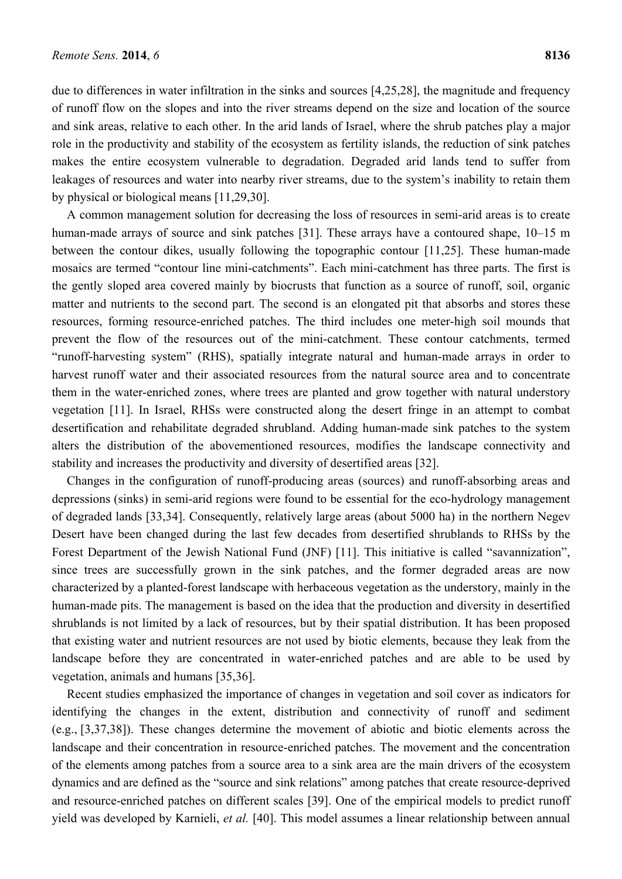due to differences in water infiltration in the sinks and sources [4,25,28], the magnitude and frequency of runoff flow on the slopes and into the river streams depend on the size and location of the source and sink areas, relative to each other. In the arid lands of Israel, where the shrub patches play a major role in the productivity and stability of the ecosystem as fertility islands, the reduction of sink patches makes the entire ecosystem vulnerable to degradation. Degraded arid lands tend to suffer from leakages of resources and water into nearby river streams, due to the system's inability to retain them by physical or biological means [11,29,30].

A common management solution for decreasing the loss of resources in semi-arid areas is to create human-made arrays of source and sink patches [31]. These arrays have a contoured shape, 10–15 m between the contour dikes, usually following the topographic contour [11,25]. These human-made mosaics are termed "contour line mini-catchments". Each mini-catchment has three parts. The first is the gently sloped area covered mainly by biocrusts that function as a source of runoff, soil, organic matter and nutrients to the second part. The second is an elongated pit that absorbs and stores these resources, forming resource-enriched patches. The third includes one meter-high soil mounds that prevent the flow of the resources out of the mini-catchment. These contour catchments, termed "runoff-harvesting system" (RHS), spatially integrate natural and human-made arrays in order to harvest runoff water and their associated resources from the natural source area and to concentrate them in the water-enriched zones, where trees are planted and grow together with natural understory vegetation [11]. In Israel, RHSs were constructed along the desert fringe in an attempt to combat desertification and rehabilitate degraded shrubland. Adding human-made sink patches to the system alters the distribution of the abovementioned resources, modifies the landscape connectivity and stability and increases the productivity and diversity of desertified areas [32].

Changes in the configuration of runoff-producing areas (sources) and runoff-absorbing areas and depressions (sinks) in semi-arid regions were found to be essential for the eco-hydrology management of degraded lands [33,34]. Consequently, relatively large areas (about 5000 ha) in the northern Negev Desert have been changed during the last few decades from desertified shrublands to RHSs by the Forest Department of the Jewish National Fund (JNF) [11]. This initiative is called "savannization", since trees are successfully grown in the sink patches, and the former degraded areas are now characterized by a planted-forest landscape with herbaceous vegetation as the understory, mainly in the human-made pits. The management is based on the idea that the production and diversity in desertified shrublands is not limited by a lack of resources, but by their spatial distribution. It has been proposed that existing water and nutrient resources are not used by biotic elements, because they leak from the landscape before they are concentrated in water-enriched patches and are able to be used by vegetation, animals and humans [35,36].

Recent studies emphasized the importance of changes in vegetation and soil cover as indicators for identifying the changes in the extent, distribution and connectivity of runoff and sediment (e.g., [3,37,38]). These changes determine the movement of abiotic and biotic elements across the landscape and their concentration in resource-enriched patches. The movement and the concentration of the elements among patches from a source area to a sink area are the main drivers of the ecosystem dynamics and are defined as the "source and sink relations" among patches that create resource-deprived and resource-enriched patches on different scales [39]. One of the empirical models to predict runoff yield was developed by Karnieli, *et al.* [40]. This model assumes a linear relationship between annual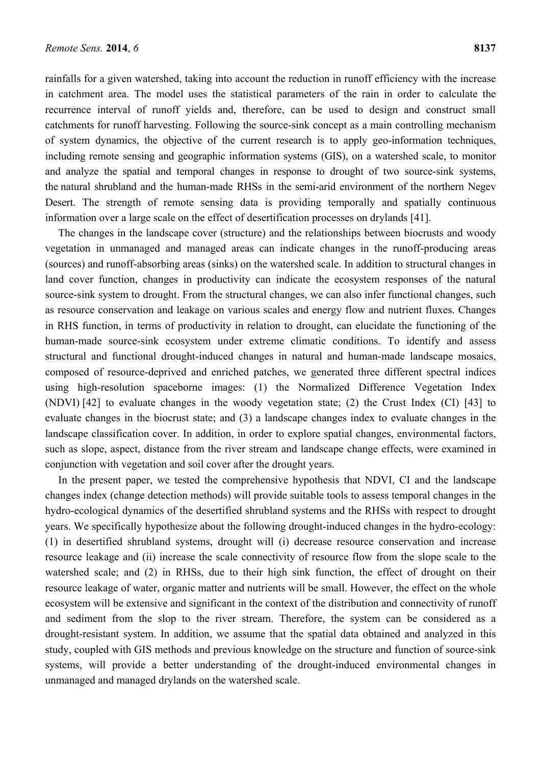rainfalls for a given watershed, taking into account the reduction in runoff efficiency with the increase in catchment area. The model uses the statistical parameters of the rain in order to calculate the recurrence interval of runoff yields and, therefore, can be used to design and construct small catchments for runoff harvesting. Following the source-sink concept as a main controlling mechanism of system dynamics, the objective of the current research is to apply geo-information techniques, including remote sensing and geographic information systems (GIS), on a watershed scale, to monitor and analyze the spatial and temporal changes in response to drought of two source-sink systems, the natural shrubland and the human-made RHSs in the semi-arid environment of the northern Negev Desert. The strength of remote sensing data is providing temporally and spatially continuous information over a large scale on the effect of desertification processes on drylands [41].

The changes in the landscape cover (structure) and the relationships between biocrusts and woody vegetation in unmanaged and managed areas can indicate changes in the runoff-producing areas (sources) and runoff-absorbing areas (sinks) on the watershed scale. In addition to structural changes in land cover function, changes in productivity can indicate the ecosystem responses of the natural source-sink system to drought. From the structural changes, we can also infer functional changes, such as resource conservation and leakage on various scales and energy flow and nutrient fluxes. Changes in RHS function, in terms of productivity in relation to drought, can elucidate the functioning of the human-made source-sink ecosystem under extreme climatic conditions. To identify and assess structural and functional drought-induced changes in natural and human-made landscape mosaics, composed of resource-deprived and enriched patches, we generated three different spectral indices using high-resolution spaceborne images: (1) the Normalized Difference Vegetation Index (NDVI) [42] to evaluate changes in the woody vegetation state; (2) the Crust Index (CI) [43] to evaluate changes in the biocrust state; and (3) a landscape changes index to evaluate changes in the landscape classification cover. In addition, in order to explore spatial changes, environmental factors, such as slope, aspect, distance from the river stream and landscape change effects, were examined in conjunction with vegetation and soil cover after the drought years.

In the present paper, we tested the comprehensive hypothesis that NDVI, CI and the landscape changes index (change detection methods) will provide suitable tools to assess temporal changes in the hydro-ecological dynamics of the desertified shrubland systems and the RHSs with respect to drought years. We specifically hypothesize about the following drought-induced changes in the hydro-ecology: (1) in desertified shrubland systems, drought will (i) decrease resource conservation and increase resource leakage and (ii) increase the scale connectivity of resource flow from the slope scale to the watershed scale; and (2) in RHSs, due to their high sink function, the effect of drought on their resource leakage of water, organic matter and nutrients will be small. However, the effect on the whole ecosystem will be extensive and significant in the context of the distribution and connectivity of runoff and sediment from the slop to the river stream. Therefore, the system can be considered as a drought-resistant system. In addition, we assume that the spatial data obtained and analyzed in this study, coupled with GIS methods and previous knowledge on the structure and function of source-sink systems, will provide a better understanding of the drought-induced environmental changes in unmanaged and managed drylands on the watershed scale.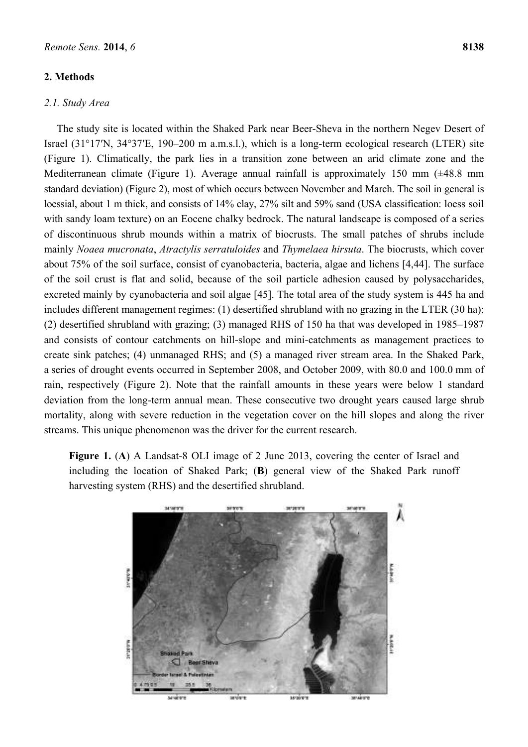## 2. Methods

### 2.1. Study Area

The study site is located within the Shaked Park near Beer-Sheva in the northern Negev Desert of Israel (31°17′N, 34°37′E, 190–200 m a.m.s.l.), which is a long-term ecological research (LTER) site (Figure 1). Climatically, the park lies in a transition zone between an arid climate zone and the Mediterranean climate (Figure 1). Average annual rainfall is approximately 150 mm (±48.8 mm standard deviation) (Figure 2), most of which occurs between November and March. The soil in general is loessial, about 1 m thick, and consists of 14% clay, 27% silt and 59% sand (USA classification: loess soil with sandy loam texture) on an Eocene chalky bedrock. The natural landscape is composed of a series of discontinuous shrub mounds within a matrix of biocrusts. The small patches of shrubs include mainly *Noaea mucronata*, *Atractylis serratuloides* and *Thymelaea hirsuta*. The biocrusts, which cover about 75% of the soil surface, consist of cyanobacteria, bacteria, algae and lichens [4,44]. The surface of the soil crust is flat and solid, because of the soil particle adhesion caused by polysaccharides, excreted mainly by cyanobacteria and soil algae [45]. The total area of the study system is 445 ha and includes different management regimes: (1) desertified shrubland with no grazing in the LTER (30 ha); (2) desertified shrubland with grazing; (3) managed RHS of 150 ha that was developed in 1985–1987 and consists of contour catchments on hill-slope and mini-catchments as management practices to create sink patches; (4) unmanaged RHS; and (5) a managed river stream area. In the Shaked Park, a series of drought events occurred in September 2008, and October 2009, with 80.0 and 100.0 mm of rain, respectively (Figure 2). Note that the rainfall amounts in these years were below 1 standard deviation from the long-term annual mean. These consecutive two drought years caused large shrub mortality, along with severe reduction in the vegetation cover on the hill slopes and along the river streams. This unique phenomenon was the driver for the current research.

**Figure 1.** (**A**) A Landsat-8 OLI image of 2 June 2013, covering the center of Israel and including the location of Shaked Park; (**B**) general view of the Shaked Park runoff harvesting system (RHS) and the desertified shrubland.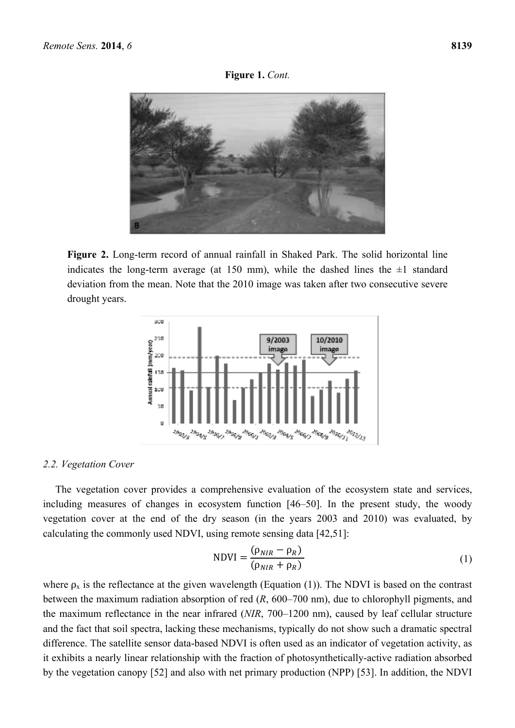**Figure 1.** *Cont.*

**Figure 2.** Long-term record of annual rainfall in Shaked Park. The solid horizontal line indicates the long-term average (at 150 mm), while the dashed lines the ±1 standard deviation from the mean. Note that the 2010 image was taken after two consecutive severe drought years.

### 2.2. Vegetation Cover

The vegetation cover provides a comprehensive evaluation of the ecosystem state and services, including measures of changes in ecosystem function [46–50]. In the present study, the woody vegetation cover at the end of the dry season (in the years 2003 and 2010) was evaluated, by calculating the commonly used NDVI, using remote sensing data [42,51]:

$$\text{NDVI} = \frac{(\rho_{NIR} - \rho_R)}{(\rho_{NIR} + \rho_R)} \quad (1)$$

where $\rho_x$ is the reflectance at the given wavelength (Equation (1)). The NDVI is based on the contrast between the maximum radiation absorption of red (*R*, 600–700 nm), due to chlorophyll pigments, and the maximum reflectance in the near infrared (*NIR*, 700–1200 nm), caused by leaf cellular structure and the fact that soil spectra, lacking these mechanisms, typically do not show such a dramatic spectral difference. The satellite sensor data-based NDVI is often used as an indicator of vegetation activity, as it exhibits a nearly linear relationship with the fraction of photosynthetically-active radiation absorbed by the vegetation canopy [52] and also with net primary production (NPP) [53]. In addition, the NDVI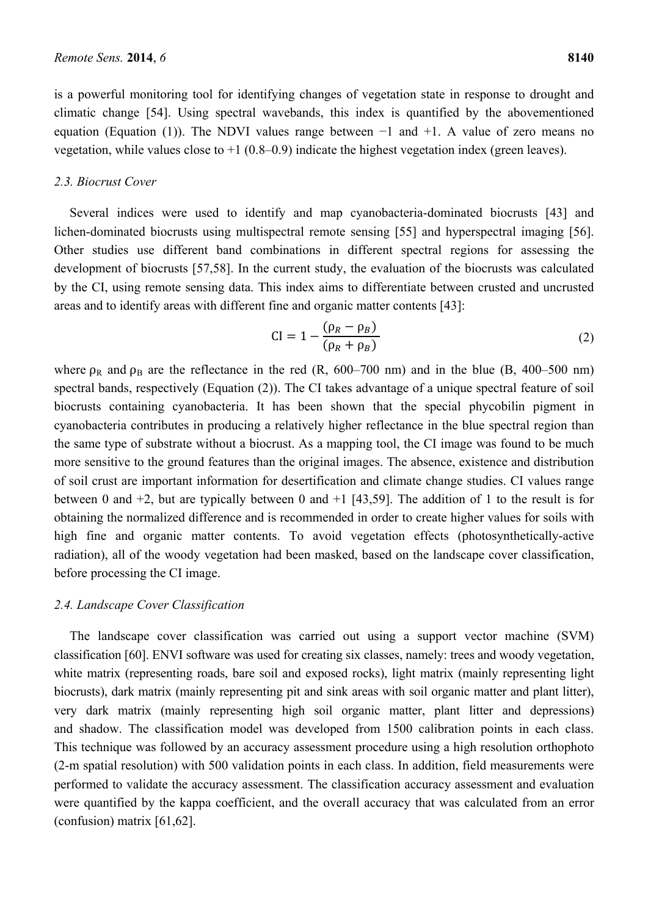is a powerful monitoring tool for identifying changes of vegetation state in response to drought and climatic change [54]. Using spectral wavebands, this index is quantified by the abovementioned equation (Equation (1)). The NDVI values range between −1 and +1. A value of zero means no vegetation, while values close to +1 (0.8–0.9) indicate the highest vegetation index (green leaves).

### 2.3. Biocrust Cover

Several indices were used to identify and map cyanobacteria-dominated biocrusts [43] and lichen-dominated biocrusts using multispectral remote sensing [55] and hyperspectral imaging [56]. Other studies use different band combinations in different spectral regions for assessing the development of biocrusts [57,58]. In the current study, the evaluation of the biocrusts was calculated by the CI, using remote sensing data. This index aims to differentiate between crusted and uncrusted areas and to identify areas with different fine and organic matter contents [43]:

$$\mathrm{CI} = 1 - \frac{(\rho_R - \rho_B)}{(\rho_R + \rho_B)} \tag{2}$$

where $\rho_R$ and $\rho_B$ are the reflectance in the red (R, 600–700 nm) and in the blue (B, 400–500 nm) spectral bands, respectively (Equation (2)). The CI takes advantage of a unique spectral feature of soil biocrusts containing cyanobacteria. It has been shown that the special phycobilin pigment in cyanobacteria contributes in producing a relatively higher reflectance in the blue spectral region than the same type of substrate without a biocrust. As a mapping tool, the CI image was found to be much more sensitive to the ground features than the original images. The absence, existence and distribution of soil crust are important information for desertification and climate change studies. CI values range between 0 and +2, but are typically between 0 and +1 [43,59]. The addition of 1 to the result is for obtaining the normalized difference and is recommended in order to create higher values for soils with high fine and organic matter contents. To avoid vegetation effects (photosynthetically-active radiation), all of the woody vegetation had been masked, based on the landscape cover classification, before processing the CI image.

### 2.4. Landscape Cover Classification

The landscape cover classification was carried out using a support vector machine (SVM) classification [60]. ENVI software was used for creating six classes, namely: trees and woody vegetation, white matrix (representing roads, bare soil and exposed rocks), light matrix (mainly representing light biocrusts), dark matrix (mainly representing pit and sink areas with soil organic matter and plant litter), very dark matrix (mainly representing high soil organic matter, plant litter and depressions) and shadow. The classification model was developed from 1500 calibration points in each class. This technique was followed by an accuracy assessment procedure using a high resolution orthophoto (2-m spatial resolution) with 500 validation points in each class. In addition, field measurements were performed to validate the accuracy assessment. The classification accuracy assessment and evaluation were quantified by the kappa coefficient, and the overall accuracy that was calculated from an error (confusion) matrix [61,62].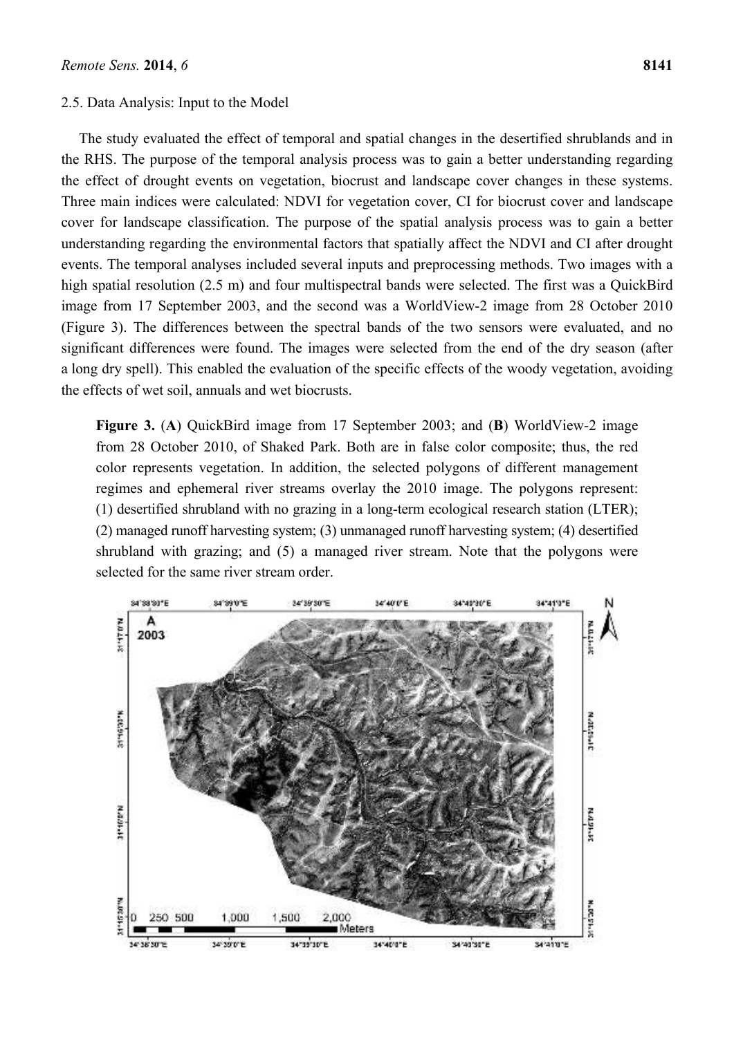2.5. Data Analysis: Input to the Model

The study evaluated the effect of temporal and spatial changes in the desertified shrublands and in the RHS. The purpose of the temporal analysis process was to gain a better understanding regarding the effect of drought events on vegetation, biocrust and landscape cover changes in these systems. Three main indices were calculated: NDVI for vegetation cover, CI for biocrust cover and landscape cover for landscape classification. The purpose of the spatial analysis process was to gain a better understanding regarding the environmental factors that spatially affect the NDVI and CI after drought events. The temporal analyses included several inputs and preprocessing methods. Two images with a high spatial resolution (2.5 m) and four multispectral bands were selected. The first was a QuickBird image from 17 September 2003, and the second was a WorldView-2 image from 28 October 2010 (Figure 3). The differences between the spectral bands of the two sensors were evaluated, and no significant differences were found. The images were selected from the end of the dry season (after a long dry spell). This enabled the evaluation of the specific effects of the woody vegetation, avoiding the effects of wet soil, annuals and wet biocrusts.

**Figure 3.** (**A**) QuickBird image from 17 September 2003; and (**B**) WorldView-2 image from 28 October 2010, of Shaked Park. Both are in false color composite; thus, the red color represents vegetation. In addition, the selected polygons of different management regimes and ephemeral river streams overlay the 2010 image. The polygons represent: (1) desertified shrubland with no grazing in a long-term ecological research station (LTER); (2) managed runoff harvesting system; (3) unmanaged runoff harvesting system; (4) desertified shrubland with grazing; and (5) a managed river stream. Note that the polygons were selected for the same river stream order.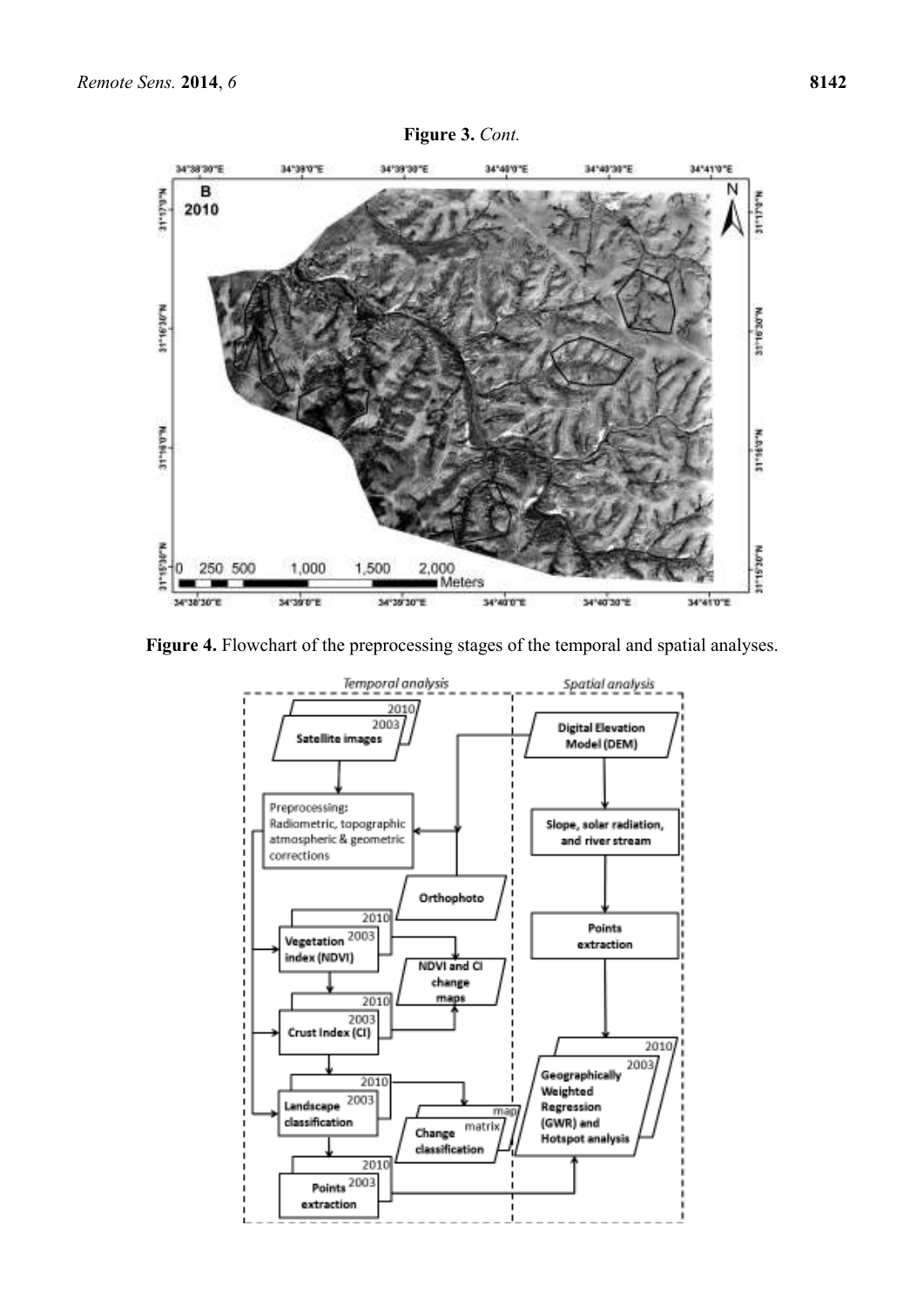**Figure 3.** *Cont.*

**Figure 4.** Flowchart of the preprocessing stages of the temporal and spatial analyses.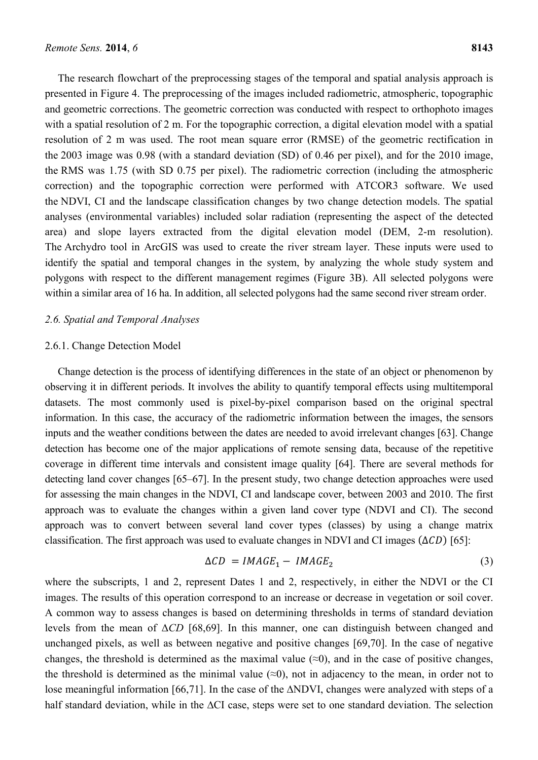The research flowchart of the preprocessing stages of the temporal and spatial analysis approach is presented in Figure 4. The preprocessing of the images included radiometric, atmospheric, topographic and geometric corrections. The geometric correction was conducted with respect to orthophoto images with a spatial resolution of 2 m. For the topographic correction, a digital elevation model with a spatial resolution of 2 m was used. The root mean square error (RMSE) of the geometric rectification in the 2003 image was 0.98 (with a standard deviation (SD) of 0.46 per pixel), and for the 2010 image, the RMS was 1.75 (with SD 0.75 per pixel). The radiometric correction (including the atmospheric correction) and the topographic correction were performed with ATCOR3 software. We used the NDVI, CI and the landscape classification changes by two change detection models. The spatial analyses (environmental variables) included solar radiation (representing the aspect of the detected area) and slope layers extracted from the digital elevation model (DEM, 2-m resolution). The Archydro tool in ArcGIS was used to create the river stream layer. These inputs were used to identify the spatial and temporal changes in the system, by analyzing the whole study system and polygons with respect to the different management regimes (Figure 3B). All selected polygons were within a similar area of 16 ha. In addition, all selected polygons had the same second river stream order.

### *2.6. Spatial and Temporal Analyses*

#### 2.6.1. Change Detection Model

Change detection is the process of identifying differences in the state of an object or phenomenon by observing it in different periods. It involves the ability to quantify temporal effects using multitemporal datasets. The most commonly used is pixel-by-pixel comparison based on the original spectral information. In this case, the accuracy of the radiometric information between the images, the sensors inputs and the weather conditions between the dates are needed to avoid irrelevant changes [63]. Change detection has become one of the major applications of remote sensing data, because of the repetitive coverage in different time intervals and consistent image quality [64]. There are several methods for detecting land cover changes [65–67]. In the present study, two change detection approaches were used for assessing the main changes in the NDVI, CI and landscape cover, between 2003 and 2010. The first approach was to evaluate the changes within a given land cover type (NDVI and CI). The second approach was to convert between several land cover types (classes) by using a change matrix classification. The first approach was used to evaluate changes in NDVI and CI images ($\Delta CD$) [65]:

$$\Delta CD = IMAGE_1 - IMAGE_2 \tag{3}$$

where the subscripts, 1 and 2, represent Dates 1 and 2, respectively, in either the NDVI or the CI images. The results of this operation correspond to an increase or decrease in vegetation or soil cover. A common way to assess changes is based on determining thresholds in terms of standard deviation levels from the mean of $\Delta CD$ [68,69]. In this manner, one can distinguish between changed and unchanged pixels, as well as between negative and positive changes [69,70]. In the case of negative changes, the threshold is determined as the maximal value (≈0), and in the case of positive changes, the threshold is determined as the minimal value (≈0), not in adjacency to the mean, in order not to lose meaningful information [66,71]. In the case of the ΔNDVI, changes were analyzed with steps of a half standard deviation, while in the ΔCI case, steps were set to one standard deviation. The selection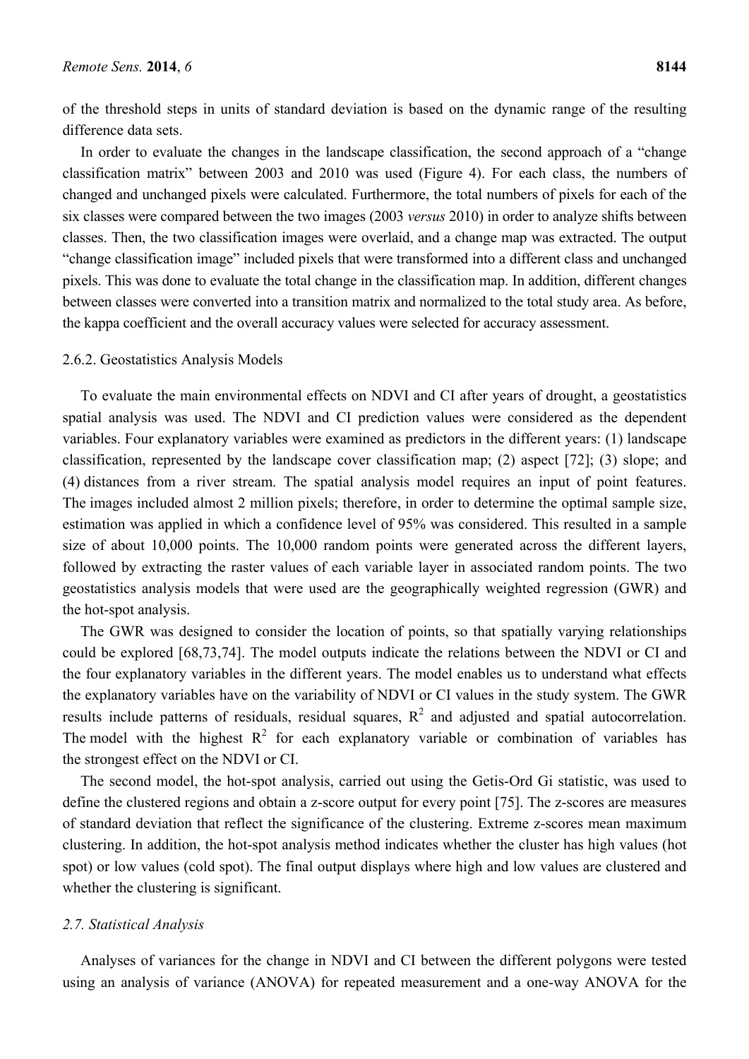of the threshold steps in units of standard deviation is based on the dynamic range of the resulting difference data sets.

In order to evaluate the changes in the landscape classification, the second approach of a "change classification matrix" between 2003 and 2010 was used (Figure 4). For each class, the numbers of changed and unchanged pixels were calculated. Furthermore, the total numbers of pixels for each of the six classes were compared between the two images (2003 *versus* 2010) in order to analyze shifts between classes. Then, the two classification images were overlaid, and a change map was extracted. The output "change classification image" included pixels that were transformed into a different class and unchanged pixels. This was done to evaluate the total change in the classification map. In addition, different changes between classes were converted into a transition matrix and normalized to the total study area. As before, the kappa coefficient and the overall accuracy values were selected for accuracy assessment.

### 2.6.2. Geostatistics Analysis Models

To evaluate the main environmental effects on NDVI and CI after years of drought, a geostatistics spatial analysis was used. The NDVI and CI prediction values were considered as the dependent variables. Four explanatory variables were examined as predictors in the different years: (1) landscape classification, represented by the landscape cover classification map; (2) aspect [72]; (3) slope; and (4) distances from a river stream. The spatial analysis model requires an input of point features. The images included almost 2 million pixels; therefore, in order to determine the optimal sample size, estimation was applied in which a confidence level of 95% was considered. This resulted in a sample size of about 10,000 points. The 10,000 random points were generated across the different layers, followed by extracting the raster values of each variable layer in associated random points. The two geostatistics analysis models that were used are the geographically weighted regression (GWR) and the hot-spot analysis.

The GWR was designed to consider the location of points, so that spatially varying relationships could be explored [68,73,74]. The model outputs indicate the relations between the NDVI or CI and the four explanatory variables in the different years. The model enables us to understand what effects the explanatory variables have on the variability of NDVI or CI values in the study system. The GWR results include patterns of residuals, residual squares, $R^2$ and adjusted and spatial autocorrelation. The model with the highest $R^2$ for each explanatory variable or combination of variables has the strongest effect on the NDVI or CI.

The second model, the hot-spot analysis, carried out using the Getis-Ord Gi statistic, was used to define the clustered regions and obtain a z-score output for every point [75]. The z-scores are measures of standard deviation that reflect the significance of the clustering. Extreme z-scores mean maximum clustering. In addition, the hot-spot analysis method indicates whether the cluster has high values (hot spot) or low values (cold spot). The final output displays where high and low values are clustered and whether the clustering is significant.

## *2.7. Statistical Analysis*

Analyses of variances for the change in NDVI and CI between the different polygons were tested using an analysis of variance (ANOVA) for repeated measurement and a one-way ANOVA for the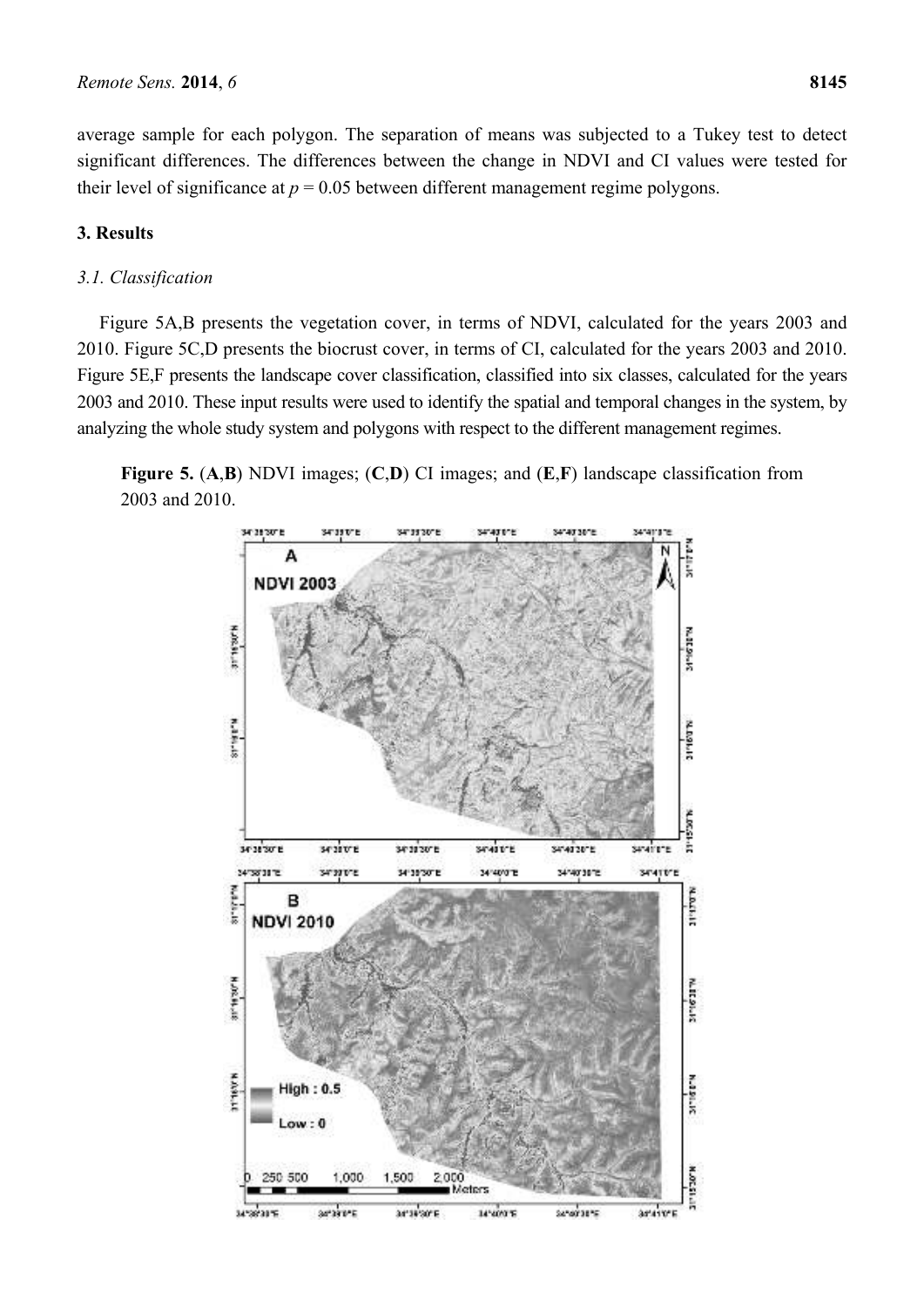average sample for each polygon. The separation of means was subjected to a Tukey test to detect significant differences. The differences between the change in NDVI and CI values were tested for their level of significance at $p = 0.05$ between different management regime polygons.

## 3. Results

### 3.1. Classification

Figure 5A,B presents the vegetation cover, in terms of NDVI, calculated for the years 2003 and 2010. Figure 5C,D presents the biocrust cover, in terms of CI, calculated for the years 2003 and 2010. Figure 5E,F presents the landscape cover classification, classified into six classes, calculated for the years 2003 and 2010. These input results were used to identify the spatial and temporal changes in the system, by analyzing the whole study system and polygons with respect to the different management regimes.

**Figure 5.** (**A**,**B**) NDVI images; (**C**,**D**) CI images; and (**E**,**F**) landscape classification from 2003 and 2010.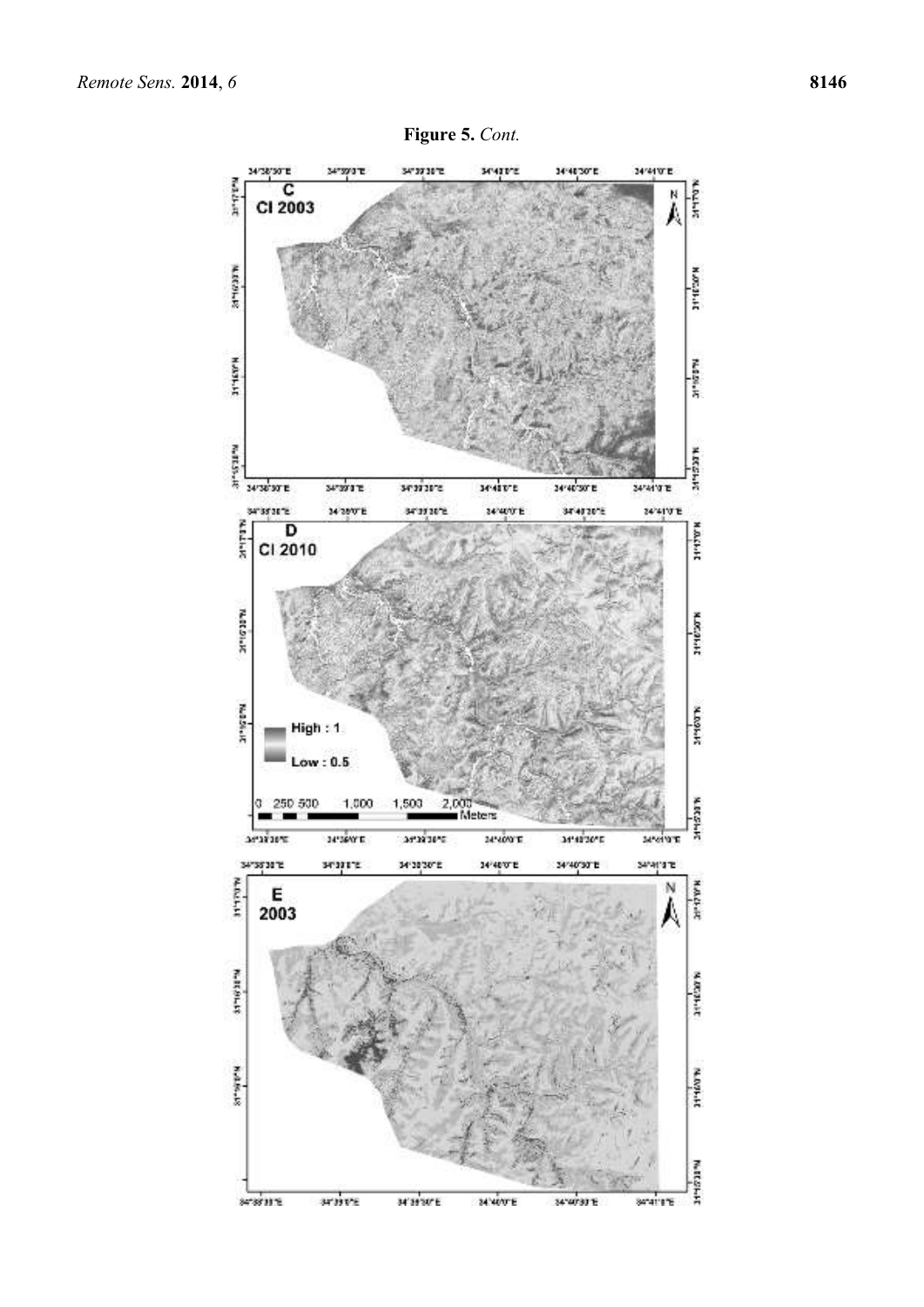**Figure 5.** *Cont.*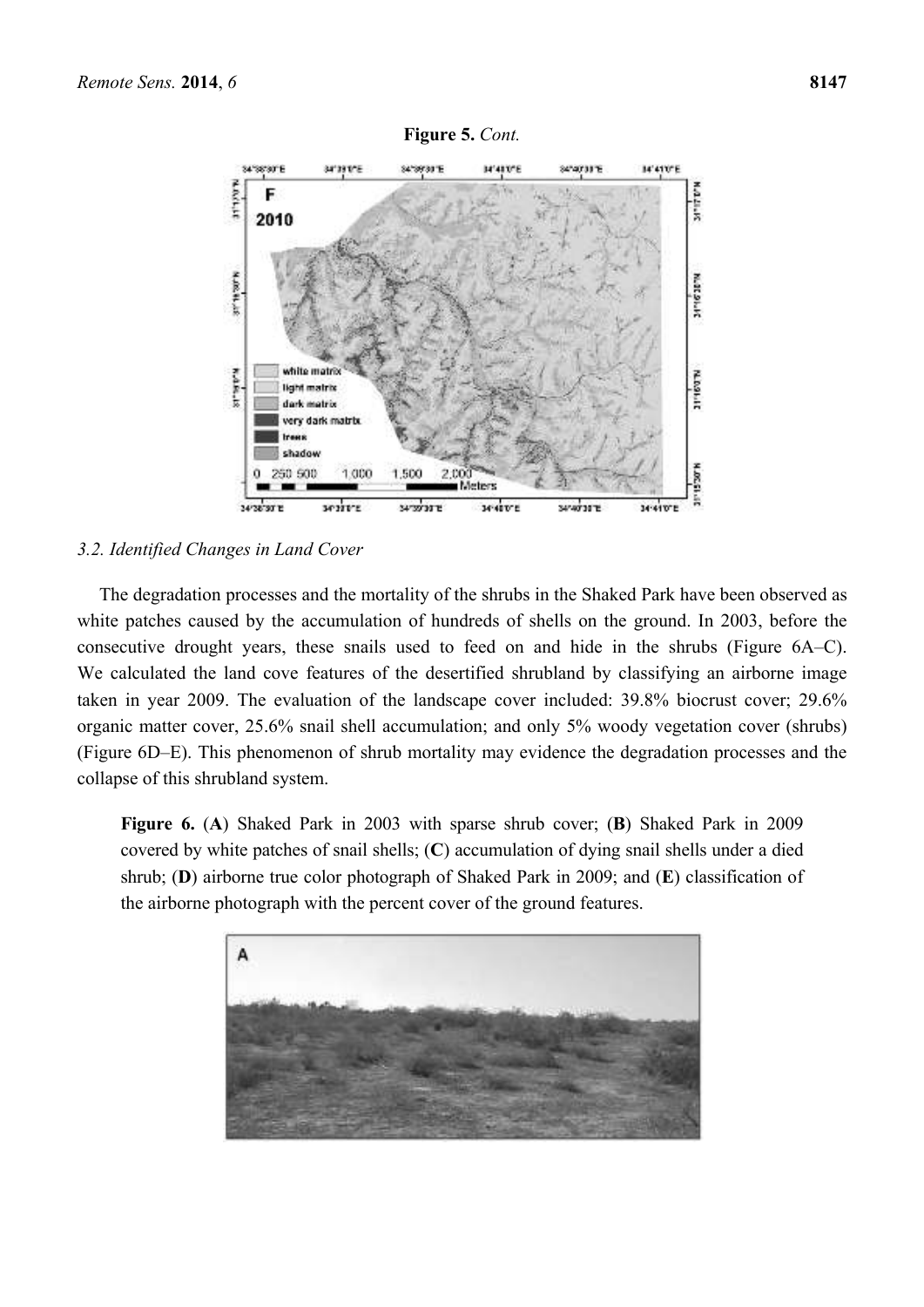**Figure 5.** *Cont.*

### *3.2. Identified Changes in Land Cover*

The degradation processes and the mortality of the shrubs in the Shaked Park have been observed as white patches caused by the accumulation of hundreds of shells on the ground. In 2003, before the consecutive drought years, these snails used to feed on and hide in the shrubs (Figure 6A–C). We calculated the land cove features of the desertified shrubland by classifying an airborne image taken in year 2009. The evaluation of the landscape cover included: 39.8% biocrust cover; 29.6% organic matter cover, 25.6% snail shell accumulation; and only 5% woody vegetation cover (shrubs) (Figure 6D–E). This phenomenon of shrub mortality may evidence the degradation processes and the collapse of this shrubland system.

**Figure 6.** (**A**) Shaked Park in 2003 with sparse shrub cover; (**B**) Shaked Park in 2009 covered by white patches of snail shells; (**C**) accumulation of dying snail shells under a died shrub; (**D**) airborne true color photograph of Shaked Park in 2009; and (**E**) classification of the airborne photograph with the percent cover of the ground features.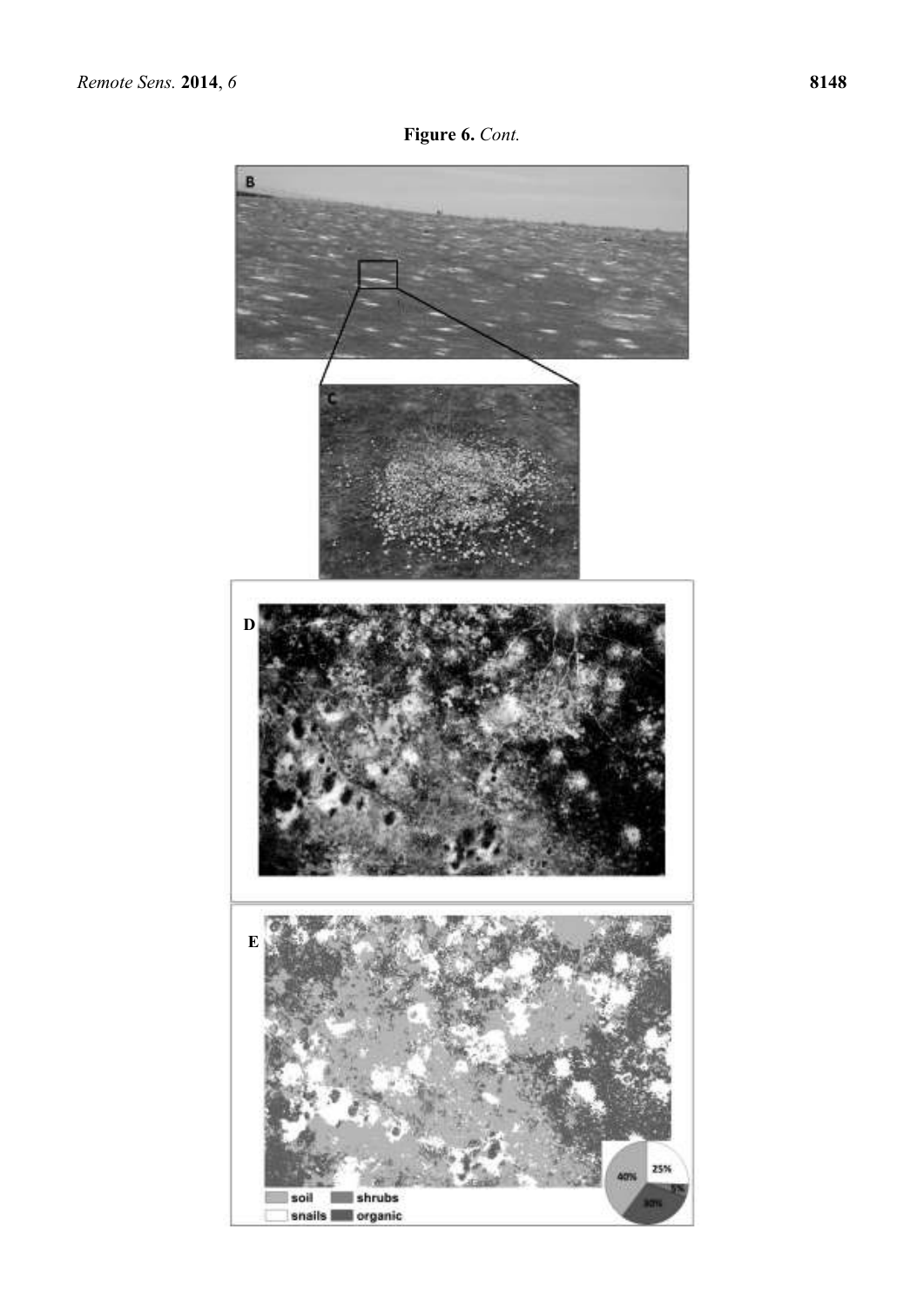**Figure 6.** *Cont.*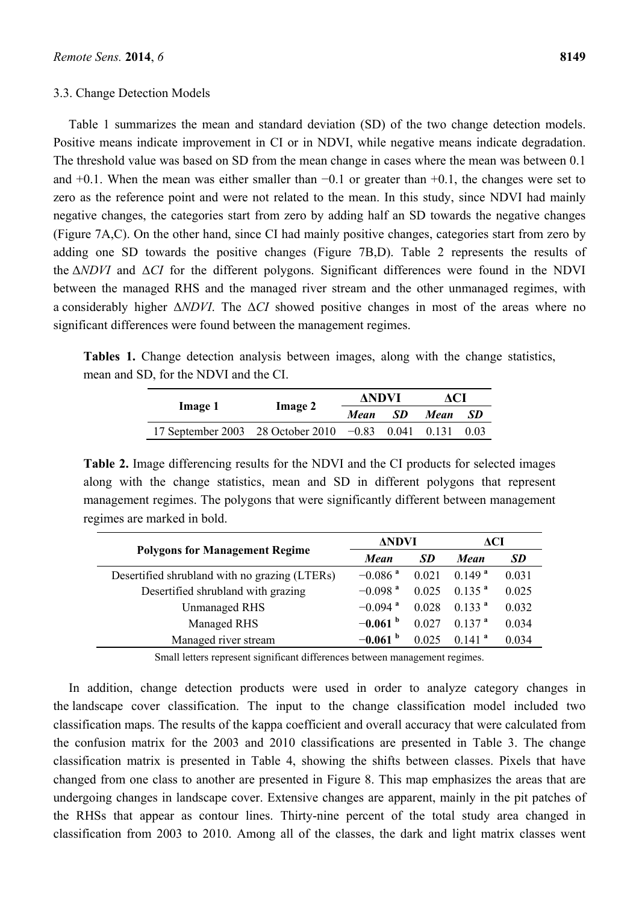### 3.3. Change Detection Models

Table 1 summarizes the mean and standard deviation (SD) of the two change detection models. Positive means indicate improvement in CI or in NDVI, while negative means indicate degradation. The threshold value was based on SD from the mean change in cases where the mean was between 0.1 and +0.1. When the mean was either smaller than −0.1 or greater than +0.1, the changes were set to zero as the reference point and were not related to the mean. In this study, since NDVI had mainly negative changes, the categories start from zero by adding half an SD towards the negative changes (Figure 7A,C). On the other hand, since CI had mainly positive changes, categories start from zero by adding one SD towards the positive changes (Figure 7B,D). Table 2 represents the results of the $\Delta NDVI$ and $\Delta CI$ for the different polygons. Significant differences were found in the NDVI between the managed RHS and the managed river stream and the other unmanaged regimes, with a considerably higher $\Delta NDVI$. The $\Delta CI$ showed positive changes in most of the areas where no significant differences were found between the management regimes.

**Tables 1.** Change detection analysis between images, along with the change statistics, mean and SD, for the NDVI and the CI.

| Image 1 | Image 2 | ΔNDVI | | ΔCI | |
|---|---|---|---|---|---|
| | | *Mean* | *SD* | *Mean* | *SD* |
| 17 September 2003 | 28 October 2010 | −0.83 | 0.041 | 0.131 | 0.03 |

**Table 2.** Image differencing results for the NDVI and the CI products for selected images along with the change statistics, mean and SD in different polygons that represent management regimes. The polygons that were significantly different between management regimes are marked in bold.

| Polygons for Management Regime | ΔNDVI | | ΔCI | |
|---|---|---|---|---|
| | *Mean* | *SD* | *Mean* | *SD* |
| Desertified shrubland with no grazing (LTERs) | −0.086 [a] | 0.021 | 0.149 [a] | 0.031 |
| Desertified shrubland with grazing | −0.098 [a] | 0.025 | 0.135 [a] | 0.025 |
| Unmanaged RHS | −0.094 [a] | 0.028 | 0.133 [a] | 0.032 |
| Managed RHS | **−0.061** [b] | 0.027 | 0.137 [a] | 0.034 |
| Managed river stream | **−0.061** [b] | 0.025 | 0.141 [a] | 0.034 |

Small letters represent significant differences between management regimes.

In addition, change detection products were used in order to analyze category changes in the landscape cover classification. The input to the change classification model included two classification maps. The results of the kappa coefficient and overall accuracy that were calculated from the confusion matrix for the 2003 and 2010 classifications are presented in Table 3. The change classification matrix is presented in Table 4, showing the shifts between classes. Pixels that have changed from one class to another are presented in Figure 8. This map emphasizes the areas that are undergoing changes in landscape cover. Extensive changes are apparent, mainly in the pit patches of the RHSs that appear as contour lines. Thirty-nine percent of the total study area changed in classification from 2003 to 2010. Among all of the classes, the dark and light matrix classes went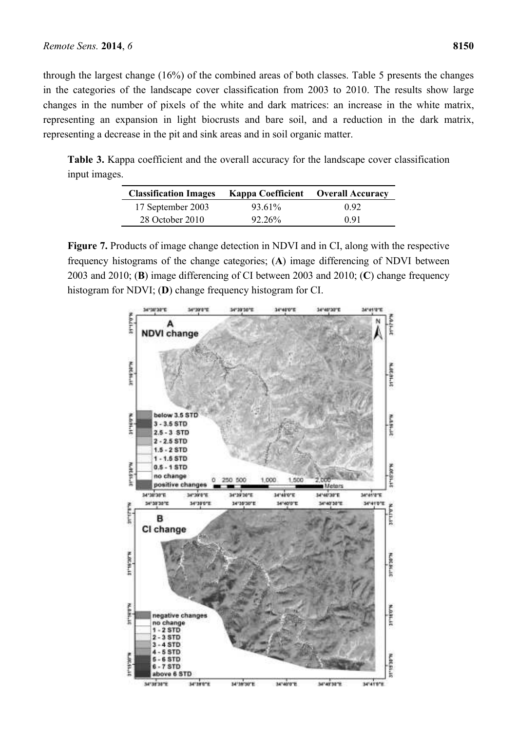through the largest change (16%) of the combined areas of both classes. Table 5 presents the changes in the categories of the landscape cover classification from 2003 to 2010. The results show large changes in the number of pixels of the white and dark matrices: an increase in the white matrix, representing an expansion in light biocrusts and bare soil, and a reduction in the dark matrix, representing a decrease in the pit and sink areas and in soil organic matter.

**Table 3.** Kappa coefficient and the overall accuracy for the landscape cover classification input images.

| Classification Images | Kappa Coefficient | Overall Accuracy |
|---|---|---|
| 17 September 2003 | 93.61% | 0.92 |
| 28 October 2010 | 92.26% | 0.91 |

**Figure 7.** Products of image change detection in NDVI and in CI, along with the respective frequency histograms of the change categories; (**A**) image differencing of NDVI between 2003 and 2010; (**B**) image differencing of CI between 2003 and 2010; (**C**) change frequency histogram for NDVI; (**D**) change frequency histogram for CI.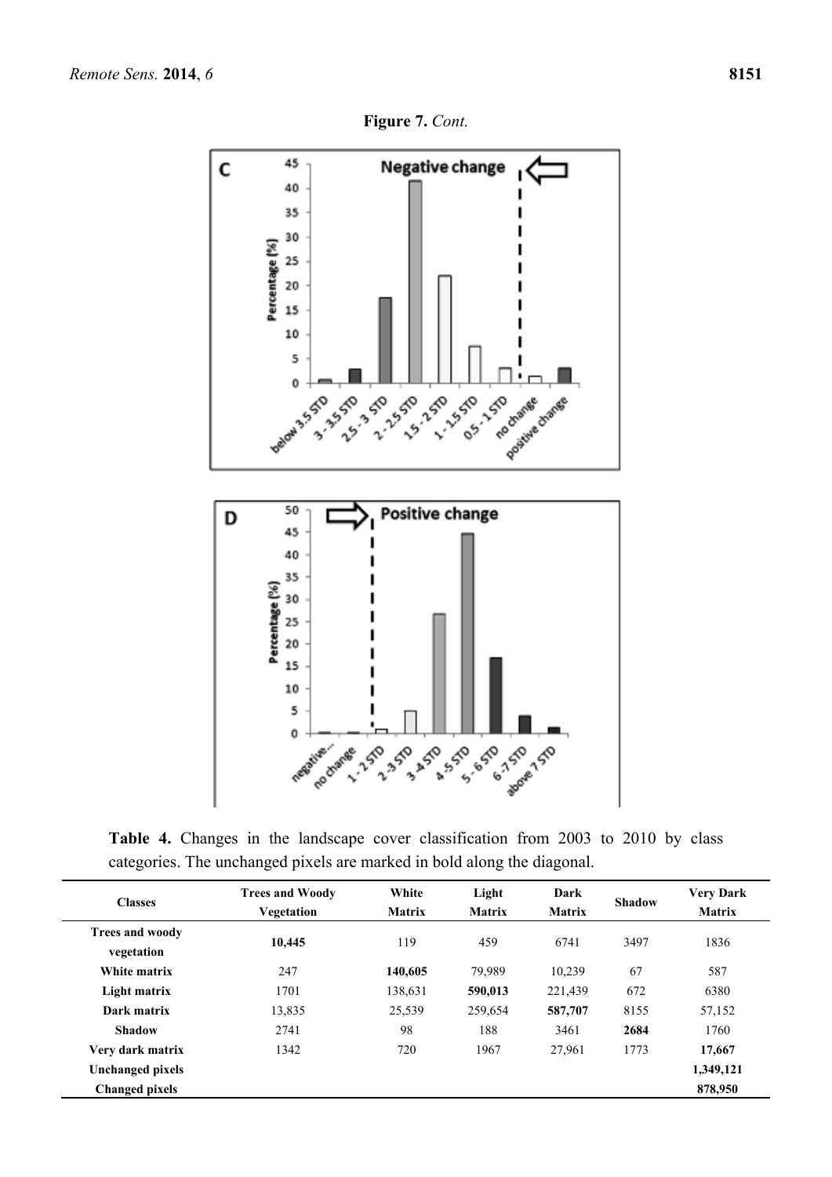**Figure 7.** *Cont.*

**Table 4.** Changes in the landscape cover classification from 2003 to 2010 by class categories. The unchanged pixels are marked in bold along the diagonal.

| Classes | Trees and Woody Vegetation | White Matrix | Light Matrix | Dark Matrix | Shadow | Very Dark Matrix |
|---|---|---|---|---|---|---|
| **Trees and woody vegetation** | **10,445** | 119 | 459 | 6741 | 3497 | 1836 |
| **White matrix** | 247 | **140,605** | 79,989 | 10,239 | 67 | 587 |
| **Light matrix** | 1701 | 138,631 | **590,013** | 221,439 | 672 | 6380 |
| **Dark matrix** | 13,835 | 25,539 | 259,654 | **587,707** | 8155 | 57,152 |
| **Shadow** | 2741 | 98 | 188 | 3461 | **2684** | 1760 |
| **Very dark matrix** | 1342 | 720 | 1967 | 27,961 | 1773 | **17,667** |
| **Unchanged pixels** | | | | | | **1,349,121** |
| **Changed pixels** | | | | | | **878,950** |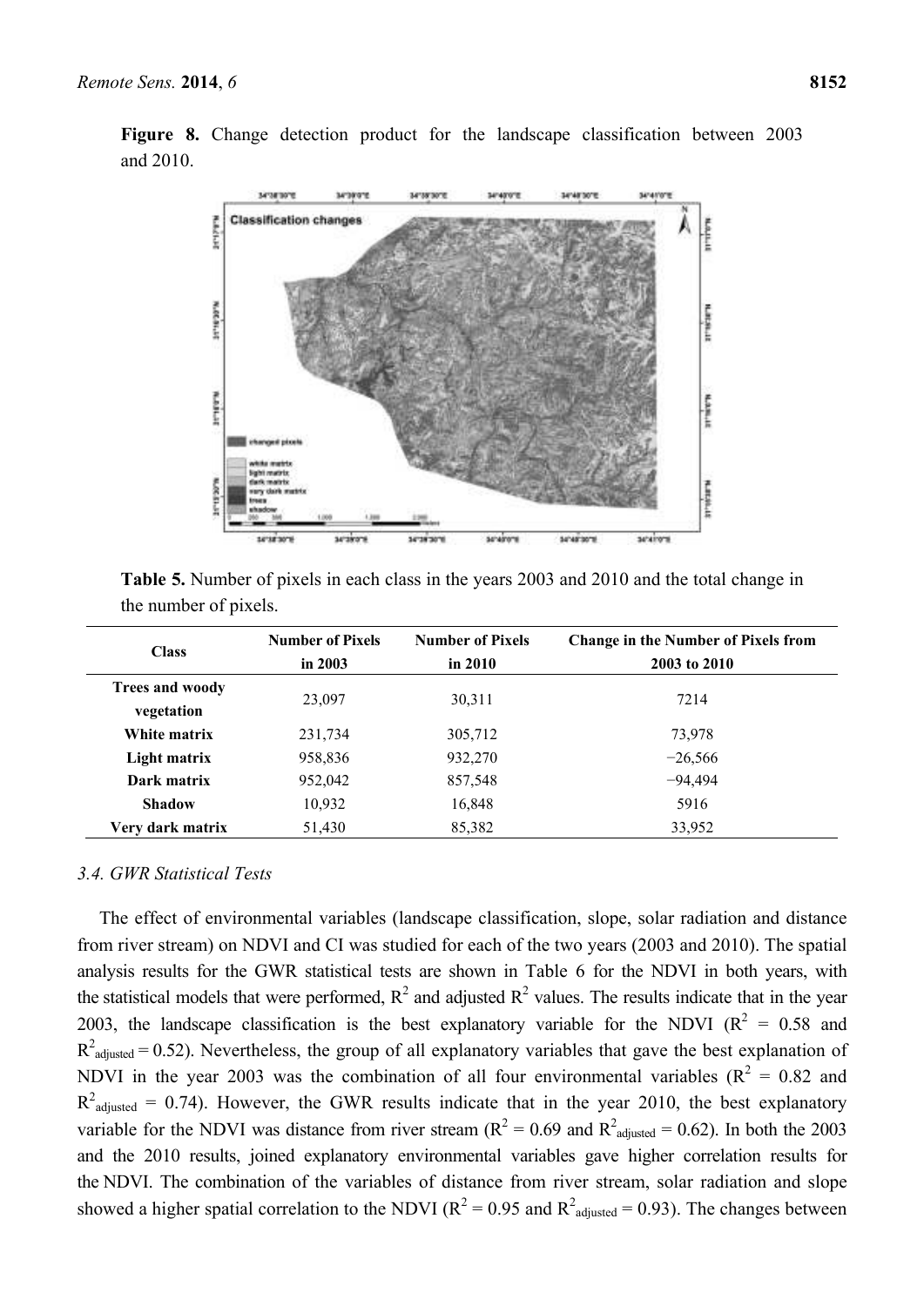**Figure 8.** Change detection product for the landscape classification between 2003 and 2010.

**Table 5.** Number of pixels in each class in the years 2003 and 2010 and the total change in the number of pixels.

| Class | Number of Pixels in 2003 | Number of Pixels in 2010 | Change in the Number of Pixels from 2003 to 2010 |
|---|---|---|---|
| **Trees and woody vegetation** | 23,097 | 30,311 | 7214 |
| **White matrix** | 231,734 | 305,712 | 73,978 |
| **Light matrix** | 958,836 | 932,270 | −26,566 |
| **Dark matrix** | 952,042 | 857,548 | −94,494 |
| **Shadow** | 10,932 | 16,848 | 5916 |
| **Very dark matrix** | 51,430 | 85,382 | 33,952 |

### *3.4. GWR Statistical Tests*

The effect of environmental variables (landscape classification, slope, solar radiation and distance from river stream) on NDVI and CI was studied for each of the two years (2003 and 2010). The spatial analysis results for the GWR statistical tests are shown in Table 6 for the NDVI in both years, with the statistical models that were performed, $R^2$ and adjusted $R^2$ values. The results indicate that in the year 2003, the landscape classification is the best explanatory variable for the NDVI ($R^2$ = 0.58 and $R^2_{adjusted}$ = 0.52). Nevertheless, the group of all explanatory variables that gave the best explanation of NDVI in the year 2003 was the combination of all four environmental variables ($R^2$ = 0.82 and $R^2_{adjusted}$ = 0.74). However, the GWR results indicate that in the year 2010, the best explanatory variable for the NDVI was distance from river stream ($R^2$ = 0.69 and $R^2_{adjusted}$ = 0.62). In both the 2003 and the 2010 results, joined explanatory environmental variables gave higher correlation results for the NDVI. The combination of the variables of distance from river stream, solar radiation and slope showed a higher spatial correlation to the NDVI ($R^2$ = 0.95 and $R^2_{adjusted}$ = 0.93). The changes between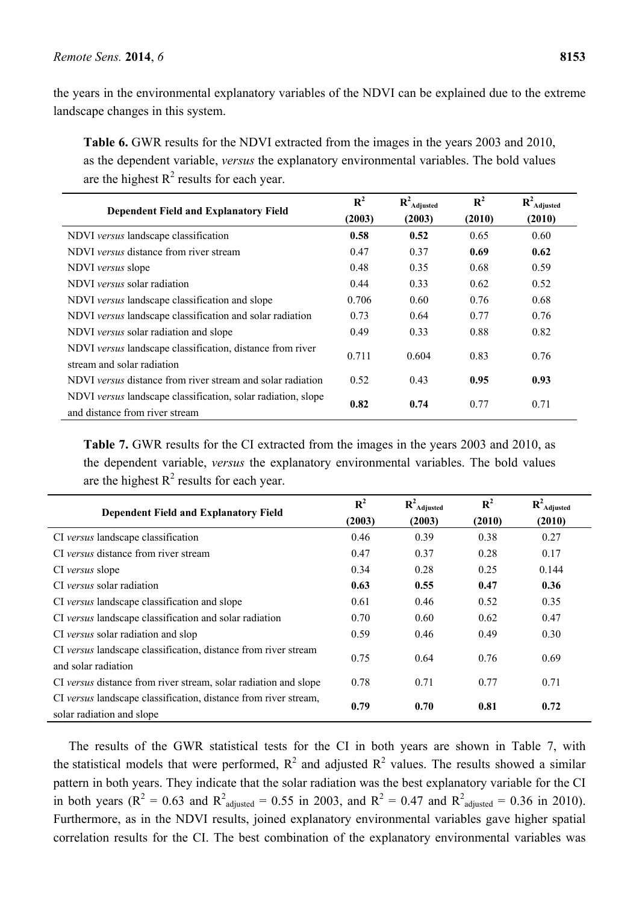the years in the environmental explanatory variables of the NDVI can be explained due to the extreme landscape changes in this system.

**Table 6.** GWR results for the NDVI extracted from the images in the years 2003 and 2010, as the dependent variable, *versus* the explanatory environmental variables. The bold values are the highest $R^2$ results for each year.

| Dependent Field and Explanatory Field | $R^2$ (2003) | $R^2_{Adjusted}$ (2003) | $R^2$ (2010) | $R^2_{Adjusted}$ (2010) |
|---|---|---|---|---|
| NDVI *versus* landscape classification | **0.58** | **0.52** | 0.65 | 0.60 |
| NDVI *versus* distance from river stream | 0.47 | 0.37 | **0.69** | **0.62** |
| NDVI *versus* slope | 0.48 | 0.35 | 0.68 | 0.59 |
| NDVI *versus* solar radiation | 0.44 | 0.33 | 0.62 | 0.52 |
| NDVI *versus* landscape classification and slope | 0.706 | 0.60 | 0.76 | 0.68 |
| NDVI *versus* landscape classification and solar radiation | 0.73 | 0.64 | 0.77 | 0.76 |
| NDVI *versus* solar radiation and slope | 0.49 | 0.33 | 0.88 | 0.82 |
| NDVI *versus* landscape classification, distance from river stream and solar radiation | 0.711 | 0.604 | 0.83 | 0.76 |
| NDVI *versus* distance from river stream and solar radiation | 0.52 | 0.43 | **0.95** | **0.93** |
| NDVI *versus* landscape classification, solar radiation, slope and distance from river stream | **0.82** | **0.74** | 0.77 | 0.71 |

**Table 7.** GWR results for the CI extracted from the images in the years 2003 and 2010, as the dependent variable, *versus* the explanatory environmental variables. The bold values are the highest $R^2$ results for each year.

| Dependent Field and Explanatory Field | $R^2$ (2003) | $R^2_{Adjusted}$ (2003) | $R^2$ (2010) | $R^2_{Adjusted}$ (2010) |
|---|---|---|---|---|
| CI *versus* landscape classification | 0.46 | 0.39 | 0.38 | 0.27 |
| CI *versus* distance from river stream | 0.47 | 0.37 | 0.28 | 0.17 |
| CI *versus* slope | 0.34 | 0.28 | 0.25 | 0.144 |
| CI *versus* solar radiation | **0.63** | **0.55** | **0.47** | **0.36** |
| CI *versus* landscape classification and slope | 0.61 | 0.46 | 0.52 | 0.35 |
| CI *versus* landscape classification and solar radiation | 0.70 | 0.60 | 0.62 | 0.47 |
| CI *versus* solar radiation and slop | 0.59 | 0.46 | 0.49 | 0.30 |
| CI *versus* landscape classification, distance from river stream and solar radiation | 0.75 | 0.64 | 0.76 | 0.69 |
| CI *versus* distance from river stream, solar radiation and slope | 0.78 | 0.71 | 0.77 | 0.71 |
| CI *versus* landscape classification, distance from river stream, solar radiation and slope | **0.79** | **0.70** | **0.81** | **0.72** |

The results of the GWR statistical tests for the CI in both years are shown in Table 7, with the statistical models that were performed, $R^2$ and adjusted $R^2$ values. The results showed a similar pattern in both years. They indicate that the solar radiation was the best explanatory variable for the CI in both years ($R^2 = 0.63$ and $R^2_{adjusted} = 0.55$ in 2003, and $R^2 = 0.47$ and $R^2_{adjusted} = 0.36$ in 2010). Furthermore, as in the NDVI results, joined explanatory environmental variables gave higher spatial correlation results for the CI. The best combination of the explanatory environmental variables was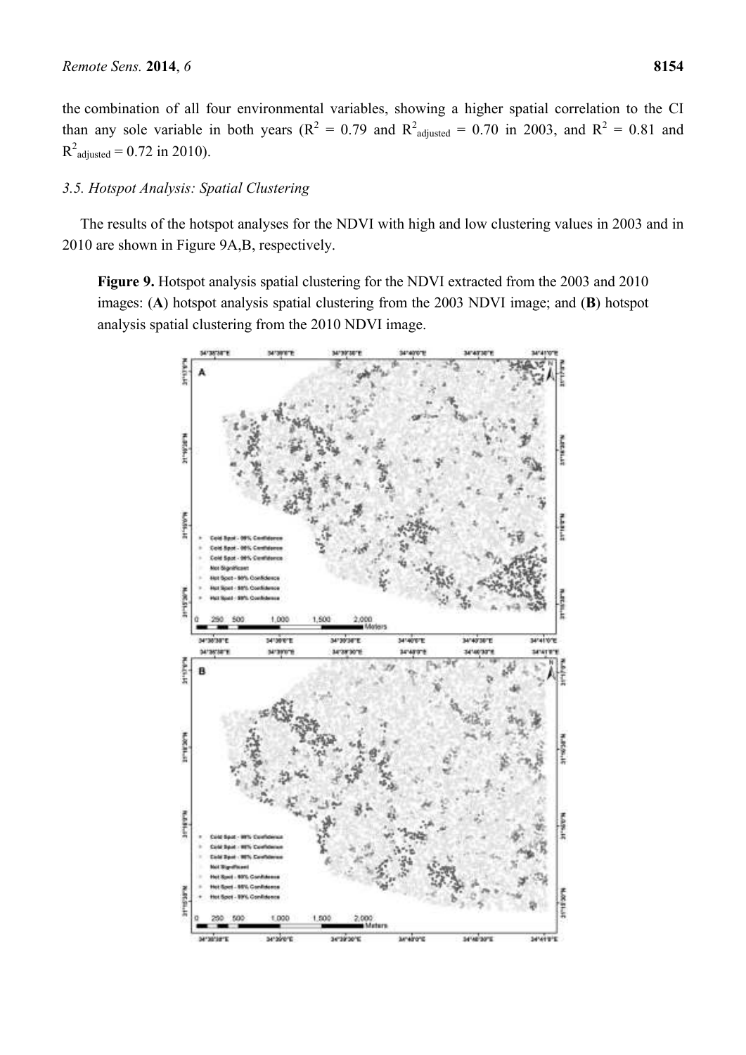the combination of all four environmental variables, showing a higher spatial correlation to the CI than any sole variable in both years ($R^2$ = 0.79 and $R^2_{adjusted}$ = 0.70 in 2003, and $R^2$ = 0.81 and $R^2_{adjusted}$ = 0.72 in 2010).

### 3.5. Hotspot Analysis: Spatial Clustering

The results of the hotspot analyses for the NDVI with high and low clustering values in 2003 and in 2010 are shown in Figure 9A,B, respectively.

**Figure 9.** Hotspot analysis spatial clustering for the NDVI extracted from the 2003 and 2010 images: (**A**) hotspot analysis spatial clustering from the 2003 NDVI image; and (**B**) hotspot analysis spatial clustering from the 2010 NDVI image.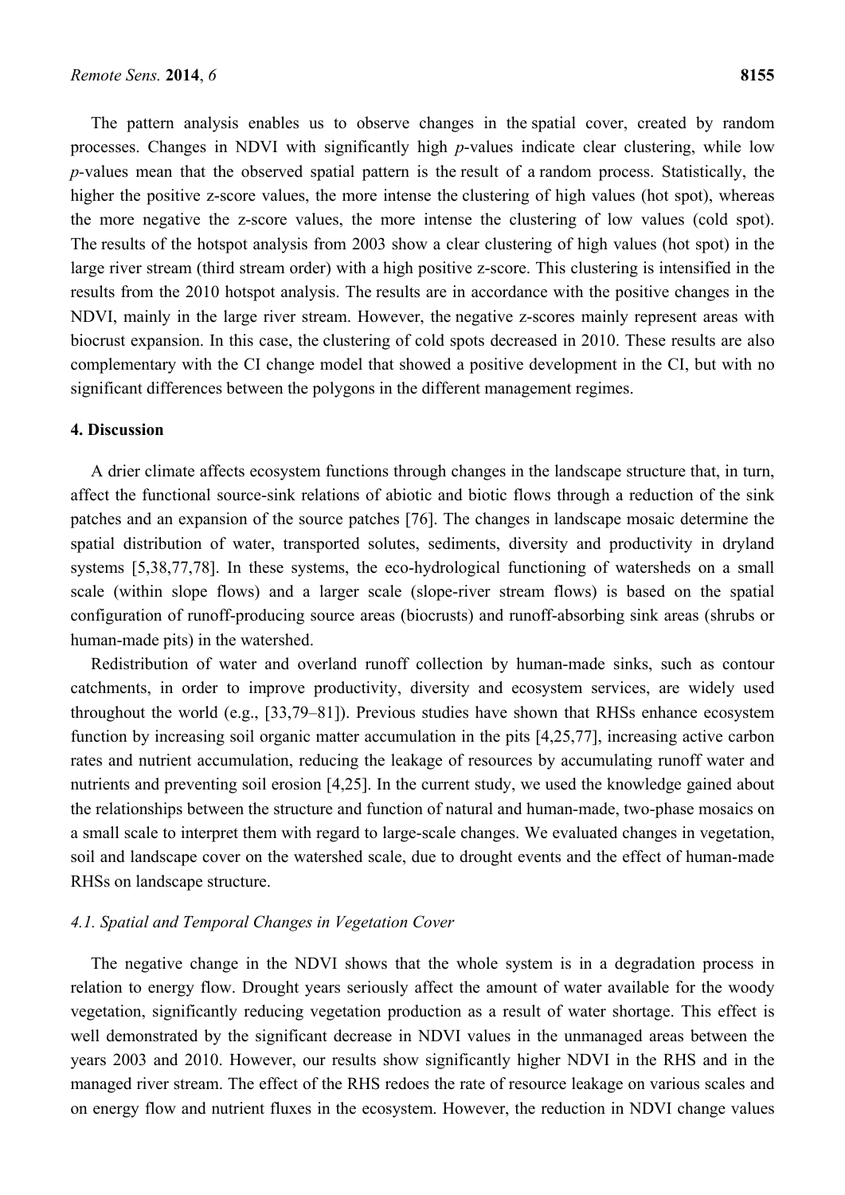The pattern analysis enables us to observe changes in the spatial cover, created by random processes. Changes in NDVI with significantly high *p*-values indicate clear clustering, while low *p*-values mean that the observed spatial pattern is the result of a random process. Statistically, the higher the positive z-score values, the more intense the clustering of high values (hot spot), whereas the more negative the z-score values, the more intense the clustering of low values (cold spot). The results of the hotspot analysis from 2003 show a clear clustering of high values (hot spot) in the large river stream (third stream order) with a high positive z-score. This clustering is intensified in the results from the 2010 hotspot analysis. The results are in accordance with the positive changes in the NDVI, mainly in the large river stream. However, the negative z-scores mainly represent areas with biocrust expansion. In this case, the clustering of cold spots decreased in 2010. These results are also complementary with the CI change model that showed a positive development in the CI, but with no significant differences between the polygons in the different management regimes.

## 4. Discussion

A drier climate affects ecosystem functions through changes in the landscape structure that, in turn, affect the functional source-sink relations of abiotic and biotic flows through a reduction of the sink patches and an expansion of the source patches [76]. The changes in landscape mosaic determine the spatial distribution of water, transported solutes, sediments, diversity and productivity in dryland systems [5,38,77,78]. In these systems, the eco-hydrological functioning of watersheds on a small scale (within slope flows) and a larger scale (slope-river stream flows) is based on the spatial configuration of runoff-producing source areas (biocrusts) and runoff-absorbing sink areas (shrubs or human-made pits) in the watershed.

Redistribution of water and overland runoff collection by human-made sinks, such as contour catchments, in order to improve productivity, diversity and ecosystem services, are widely used throughout the world (e.g., [33,79–81]). Previous studies have shown that RHSs enhance ecosystem function by increasing soil organic matter accumulation in the pits [4,25,77], increasing active carbon rates and nutrient accumulation, reducing the leakage of resources by accumulating runoff water and nutrients and preventing soil erosion [4,25]. In the current study, we used the knowledge gained about the relationships between the structure and function of natural and human-made, two-phase mosaics on a small scale to interpret them with regard to large-scale changes. We evaluated changes in vegetation, soil and landscape cover on the watershed scale, due to drought events and the effect of human-made RHSs on landscape structure.

### *4.1. Spatial and Temporal Changes in Vegetation Cover*

The negative change in the NDVI shows that the whole system is in a degradation process in relation to energy flow. Drought years seriously affect the amount of water available for the woody vegetation, significantly reducing vegetation production as a result of water shortage. This effect is well demonstrated by the significant decrease in NDVI values in the unmanaged areas between the years 2003 and 2010. However, our results show significantly higher NDVI in the RHS and in the managed river stream. The effect of the RHS redoes the rate of resource leakage on various scales and on energy flow and nutrient fluxes in the ecosystem. However, the reduction in NDVI change values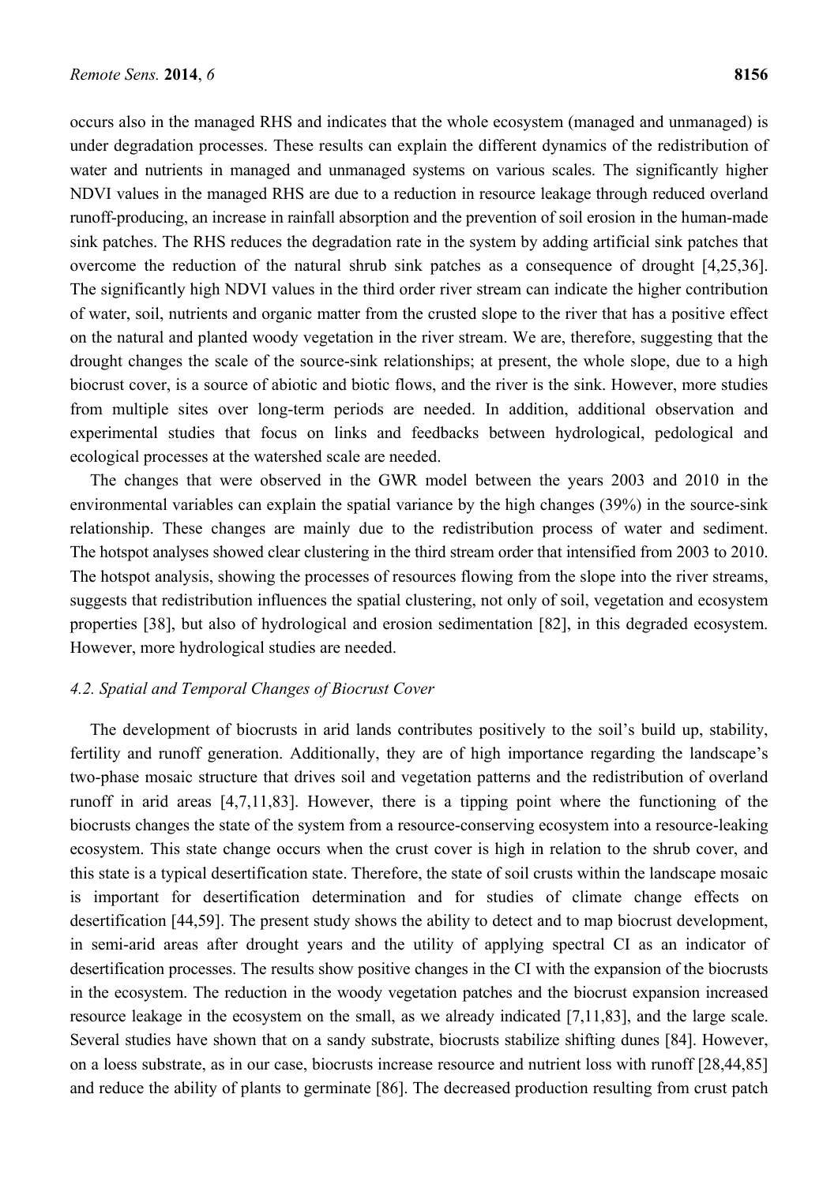occurs also in the managed RHS and indicates that the whole ecosystem (managed and unmanaged) is under degradation processes. These results can explain the different dynamics of the redistribution of water and nutrients in managed and unmanaged systems on various scales. The significantly higher NDVI values in the managed RHS are due to a reduction in resource leakage through reduced overland runoff-producing, an increase in rainfall absorption and the prevention of soil erosion in the human-made sink patches. The RHS reduces the degradation rate in the system by adding artificial sink patches that overcome the reduction of the natural shrub sink patches as a consequence of drought [4,25,36]. The significantly high NDVI values in the third order river stream can indicate the higher contribution of water, soil, nutrients and organic matter from the crusted slope to the river that has a positive effect on the natural and planted woody vegetation in the river stream. We are, therefore, suggesting that the drought changes the scale of the source-sink relationships; at present, the whole slope, due to a high biocrust cover, is a source of abiotic and biotic flows, and the river is the sink. However, more studies from multiple sites over long-term periods are needed. In addition, additional observation and experimental studies that focus on links and feedbacks between hydrological, pedological and ecological processes at the watershed scale are needed.

The changes that were observed in the GWR model between the years 2003 and 2010 in the environmental variables can explain the spatial variance by the high changes (39%) in the source-sink relationship. These changes are mainly due to the redistribution process of water and sediment. The hotspot analyses showed clear clustering in the third stream order that intensified from 2003 to 2010. The hotspot analysis, showing the processes of resources flowing from the slope into the river streams, suggests that redistribution influences the spatial clustering, not only of soil, vegetation and ecosystem properties [38], but also of hydrological and erosion sedimentation [82], in this degraded ecosystem. However, more hydrological studies are needed.

### *4.2. Spatial and Temporal Changes of Biocrust Cover*

The development of biocrusts in arid lands contributes positively to the soil's build up, stability, fertility and runoff generation. Additionally, they are of high importance regarding the landscape's two-phase mosaic structure that drives soil and vegetation patterns and the redistribution of overland runoff in arid areas [4,7,11,83]. However, there is a tipping point where the functioning of the biocrusts changes the state of the system from a resource-conserving ecosystem into a resource-leaking ecosystem. This state change occurs when the crust cover is high in relation to the shrub cover, and this state is a typical desertification state. Therefore, the state of soil crusts within the landscape mosaic is important for desertification determination and for studies of climate change effects on desertification [44,59]. The present study shows the ability to detect and to map biocrust development, in semi-arid areas after drought years and the utility of applying spectral CI as an indicator of desertification processes. The results show positive changes in the CI with the expansion of the biocrusts in the ecosystem. The reduction in the woody vegetation patches and the biocrust expansion increased resource leakage in the ecosystem on the small, as we already indicated [7,11,83], and the large scale. Several studies have shown that on a sandy substrate, biocrusts stabilize shifting dunes [84]. However, on a loess substrate, as in our case, biocrusts increase resource and nutrient loss with runoff [28,44,85] and reduce the ability of plants to germinate [86]. The decreased production resulting from crust patch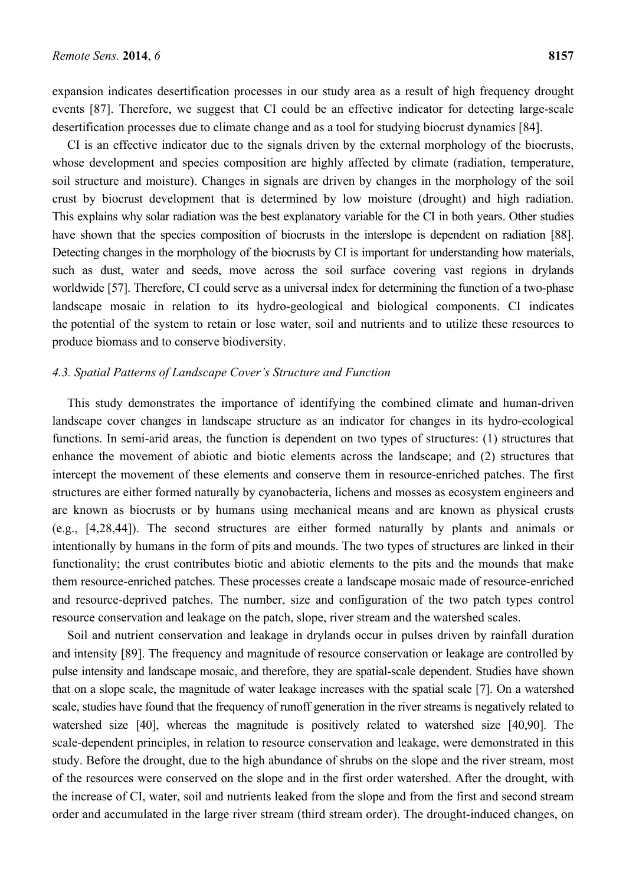expansion indicates desertification processes in our study area as a result of high frequency drought events [87]. Therefore, we suggest that CI could be an effective indicator for detecting large-scale desertification processes due to climate change and as a tool for studying biocrust dynamics [84].

CI is an effective indicator due to the signals driven by the external morphology of the biocrusts, whose development and species composition are highly affected by climate (radiation, temperature, soil structure and moisture). Changes in signals are driven by changes in the morphology of the soil crust by biocrust development that is determined by low moisture (drought) and high radiation. This explains why solar radiation was the best explanatory variable for the CI in both years. Other studies have shown that the species composition of biocrusts in the interslope is dependent on radiation [88]. Detecting changes in the morphology of the biocrusts by CI is important for understanding how materials, such as dust, water and seeds, move across the soil surface covering vast regions in drylands worldwide [57]. Therefore, CI could serve as a universal index for determining the function of a two-phase landscape mosaic in relation to its hydro-geological and biological components. CI indicates the potential of the system to retain or lose water, soil and nutrients and to utilize these resources to produce biomass and to conserve biodiversity.

### *4.3. Spatial Patterns of Landscape Cover's Structure and Function*

This study demonstrates the importance of identifying the combined climate and human-driven landscape cover changes in landscape structure as an indicator for changes in its hydro-ecological functions. In semi-arid areas, the function is dependent on two types of structures: (1) structures that enhance the movement of abiotic and biotic elements across the landscape; and (2) structures that intercept the movement of these elements and conserve them in resource-enriched patches. The first structures are either formed naturally by cyanobacteria, lichens and mosses as ecosystem engineers and are known as biocrusts or by humans using mechanical means and are known as physical crusts (e.g., [4,28,44]). The second structures are either formed naturally by plants and animals or intentionally by humans in the form of pits and mounds. The two types of structures are linked in their functionality; the crust contributes biotic and abiotic elements to the pits and the mounds that make them resource-enriched patches. These processes create a landscape mosaic made of resource-enriched and resource-deprived patches. The number, size and configuration of the two patch types control resource conservation and leakage on the patch, slope, river stream and the watershed scales.

Soil and nutrient conservation and leakage in drylands occur in pulses driven by rainfall duration and intensity [89]. The frequency and magnitude of resource conservation or leakage are controlled by pulse intensity and landscape mosaic, and therefore, they are spatial-scale dependent. Studies have shown that on a slope scale, the magnitude of water leakage increases with the spatial scale [7]. On a watershed scale, studies have found that the frequency of runoff generation in the river streams is negatively related to watershed size [40], whereas the magnitude is positively related to watershed size [40,90]. The scale-dependent principles, in relation to resource conservation and leakage, were demonstrated in this study. Before the drought, due to the high abundance of shrubs on the slope and the river stream, most of the resources were conserved on the slope and in the first order watershed. After the drought, with the increase of CI, water, soil and nutrients leaked from the slope and from the first and second stream order and accumulated in the large river stream (third stream order). The drought-induced changes, on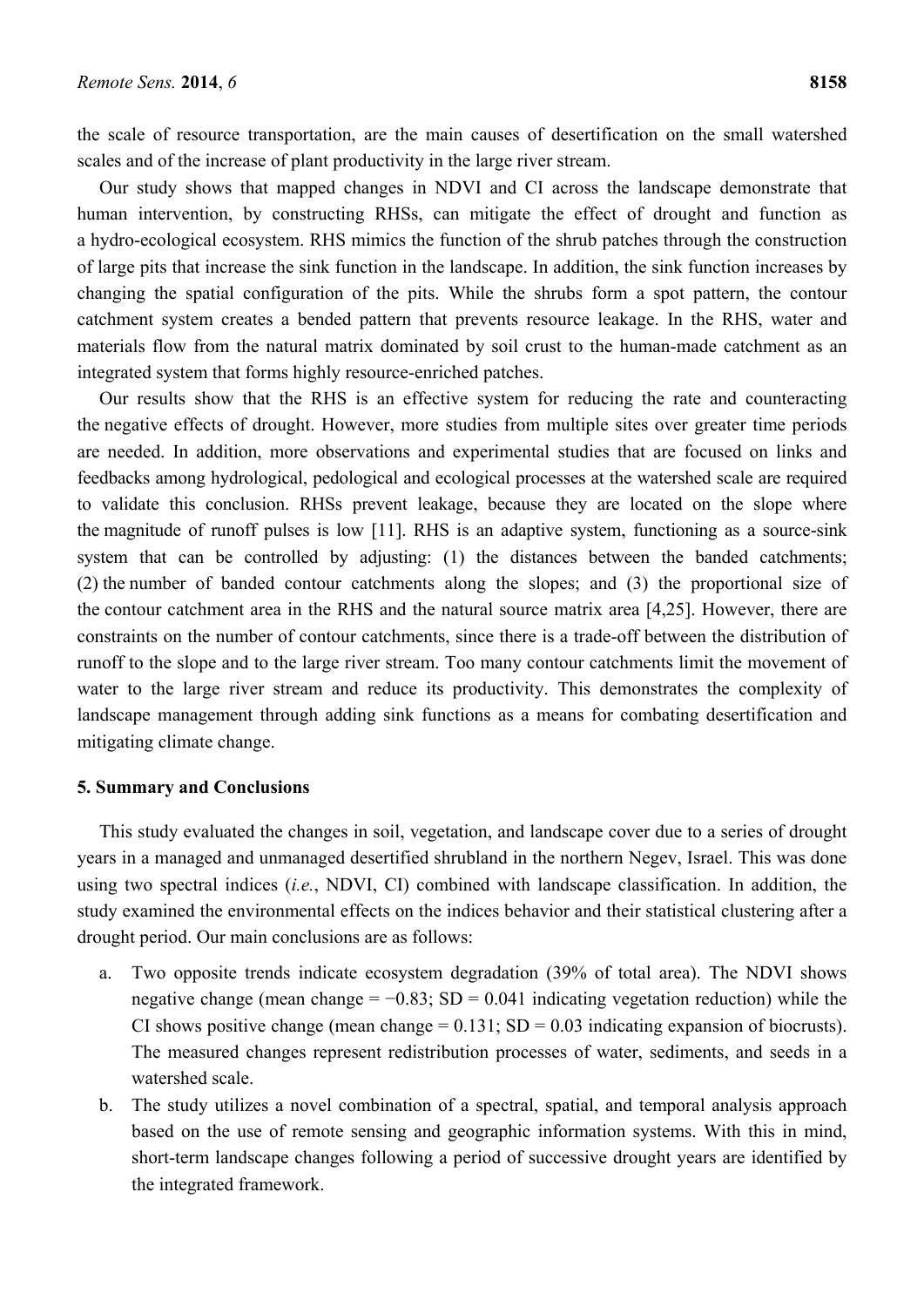the scale of resource transportation, are the main causes of desertification on the small watershed scales and of the increase of plant productivity in the large river stream.

Our study shows that mapped changes in NDVI and CI across the landscape demonstrate that human intervention, by constructing RHSs, can mitigate the effect of drought and function as a hydro-ecological ecosystem. RHS mimics the function of the shrub patches through the construction of large pits that increase the sink function in the landscape. In addition, the sink function increases by changing the spatial configuration of the pits. While the shrubs form a spot pattern, the contour catchment system creates a bended pattern that prevents resource leakage. In the RHS, water and materials flow from the natural matrix dominated by soil crust to the human-made catchment as an integrated system that forms highly resource-enriched patches.

Our results show that the RHS is an effective system for reducing the rate and counteracting the negative effects of drought. However, more studies from multiple sites over greater time periods are needed. In addition, more observations and experimental studies that are focused on links and feedbacks among hydrological, pedological and ecological processes at the watershed scale are required to validate this conclusion. RHSs prevent leakage, because they are located on the slope where the magnitude of runoff pulses is low [11]. RHS is an adaptive system, functioning as a source-sink system that can be controlled by adjusting: (1) the distances between the banded catchments; (2) the number of banded contour catchments along the slopes; and (3) the proportional size of the contour catchment area in the RHS and the natural source matrix area [4,25]. However, there are constraints on the number of contour catchments, since there is a trade-off between the distribution of runoff to the slope and to the large river stream. Too many contour catchments limit the movement of water to the large river stream and reduce its productivity. This demonstrates the complexity of landscape management through adding sink functions as a means for combating desertification and mitigating climate change.

## 5. Summary and Conclusions

This study evaluated the changes in soil, vegetation, and landscape cover due to a series of drought years in a managed and unmanaged desertified shrubland in the northern Negev, Israel. This was done using two spectral indices (*i.e.*, NDVI, CI) combined with landscape classification. In addition, the study examined the environmental effects on the indices behavior and their statistical clustering after a drought period. Our main conclusions are as follows:

a. Two opposite trends indicate ecosystem degradation (39% of total area). The NDVI shows negative change (mean change = −0.83; SD = 0.041 indicating vegetation reduction) while the CI shows positive change (mean change = 0.131; SD = 0.03 indicating expansion of biocrusts). The measured changes represent redistribution processes of water, sediments, and seeds in a watershed scale.
b. The study utilizes a novel combination of a spectral, spatial, and temporal analysis approach based on the use of remote sensing and geographic information systems. With this in mind, short-term landscape changes following a period of successive drought years are identified by the integrated framework.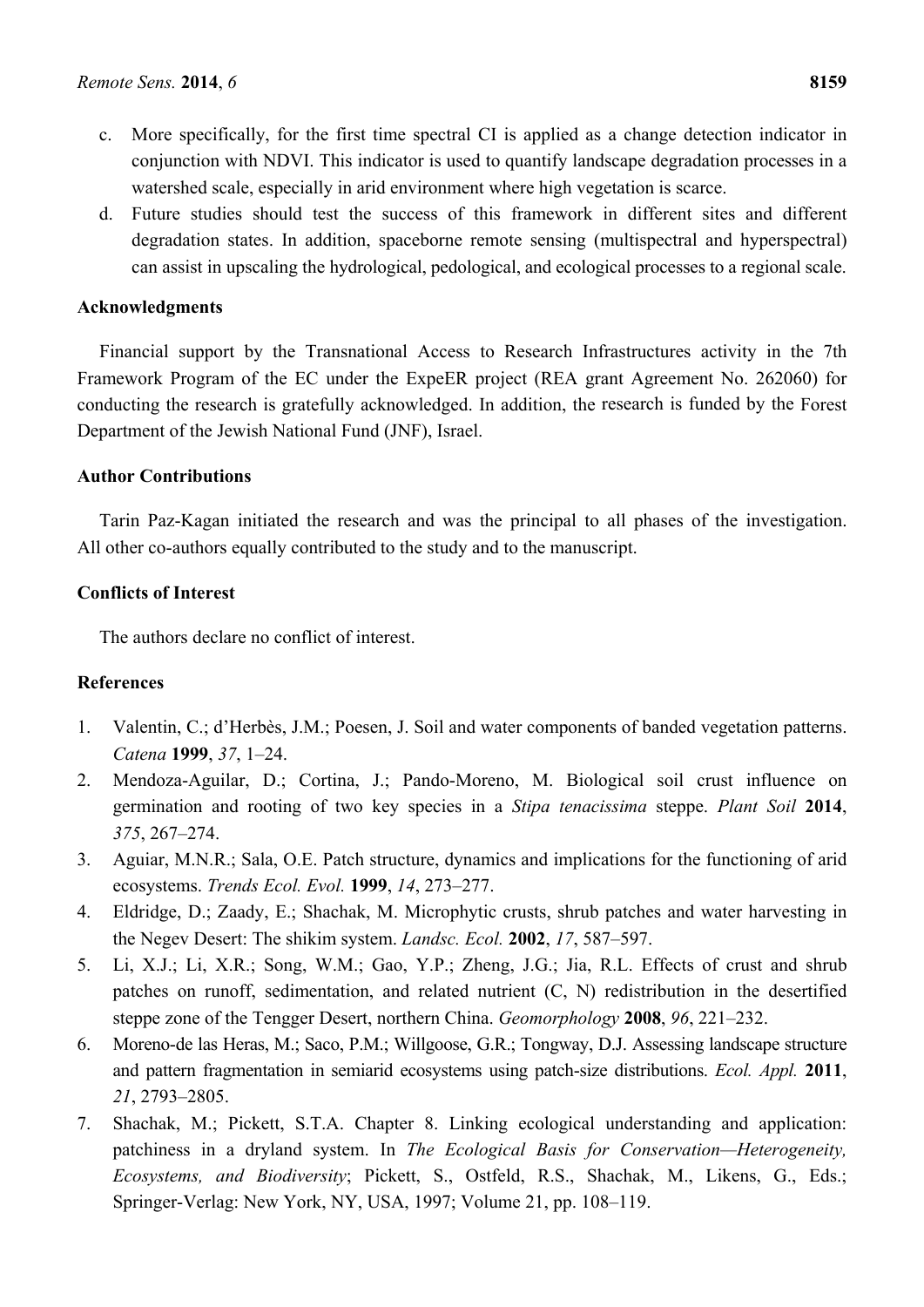c. More specifically, for the first time spectral CI is applied as a change detection indicator in conjunction with NDVI. This indicator is used to quantify landscape degradation processes in a watershed scale, especially in arid environment where high vegetation is scarce.

d. Future studies should test the success of this framework in different sites and different degradation states. In addition, spaceborne remote sensing (multispectral and hyperspectral) can assist in upscaling the hydrological, pedological, and ecological processes to a regional scale.

## Acknowledgments

Financial support by the Transnational Access to Research Infrastructures activity in the 7th Framework Program of the EC under the ExpeER project (REA grant Agreement No. 262060) for conducting the research is gratefully acknowledged. In addition, the research is funded by the Forest Department of the Jewish National Fund (JNF), Israel.

## Author Contributions

Tarin Paz-Kagan initiated the research and was the principal to all phases of the investigation. All other co-authors equally contributed to the study and to the manuscript.

## Conflicts of Interest

The authors declare no conflict of interest.

## References

1. Valentin, C.; d'Herbès, J.M.; Poesen, J. Soil and water components of banded vegetation patterns. *Catena* **1999**, *37*, 1–24.
2. Mendoza-Aguilar, D.; Cortina, J.; Pando-Moreno, M. Biological soil crust influence on germination and rooting of two key species in a *Stipa tenacissima* steppe. *Plant Soil* **2014**, *375*, 267–274.
3. Aguiar, M.N.R.; Sala, O.E. Patch structure, dynamics and implications for the functioning of arid ecosystems. *Trends Ecol. Evol.* **1999**, *14*, 273–277.
4. Eldridge, D.; Zaady, E.; Shachak, M. Microphytic crusts, shrub patches and water harvesting in the Negev Desert: The shikim system. *Landsc. Ecol.* **2002**, *17*, 587–597.
5. Li, X.J.; Li, X.R.; Song, W.M.; Gao, Y.P.; Zheng, J.G.; Jia, R.L. Effects of crust and shrub patches on runoff, sedimentation, and related nutrient (C, N) redistribution in the desertified steppe zone of the Tengger Desert, northern China. *Geomorphology* **2008**, *96*, 221–232.
6. Moreno-de las Heras, M.; Saco, P.M.; Willgoose, G.R.; Tongway, D.J. Assessing landscape structure and pattern fragmentation in semiarid ecosystems using patch-size distributions. *Ecol. Appl.* **2011**, *21*, 2793–2805.
7. Shachak, M.; Pickett, S.T.A. Chapter 8. Linking ecological understanding and application: patchiness in a dryland system. In *The Ecological Basis for Conservation—Heterogeneity, Ecosystems, and Biodiversity*; Pickett, S., Ostfeld, R.S., Shachak, M., Likens, G., Eds.; Springer-Verlag: New York, NY, USA, 1997; Volume 21, pp. 108–119.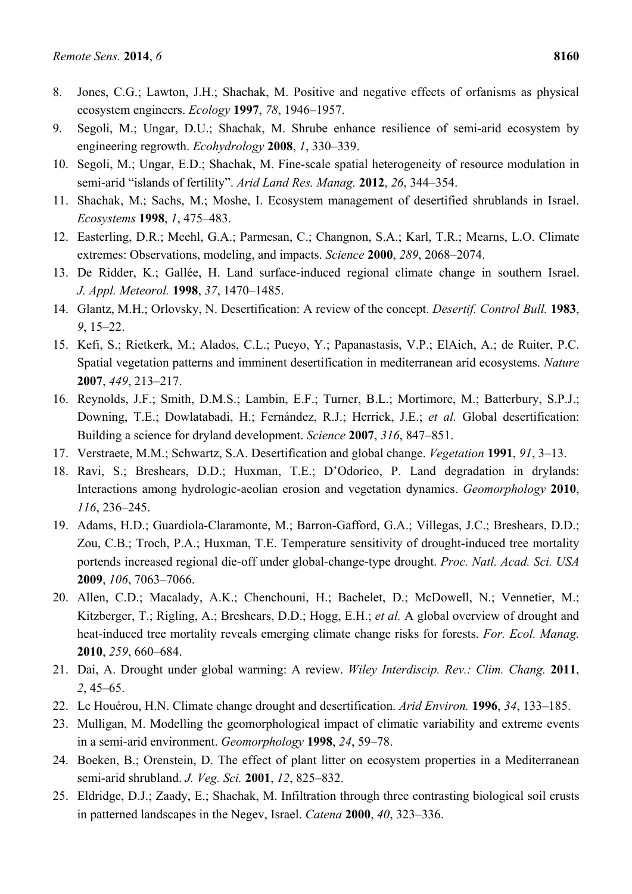8. Jones, C.G.; Lawton, J.H.; Shachak, M. Positive and negative effects of orfanisms as physical ecosystem engineers. *Ecology* **1997**, *78*, 1946–1957.
9. Segoli, M.; Ungar, D.U.; Shachak, M. Shrube enhance resilience of semi-arid ecosystem by engineering regrowth. *Ecohydrology* **2008**, *1*, 330–339.
10. Segoli, M.; Ungar, E.D.; Shachak, M. Fine-scale spatial heterogeneity of resource modulation in semi-arid "islands of fertility". *Arid Land Res. Manag.* **2012**, *26*, 344–354.
11. Shachak, M.; Sachs, M.; Moshe, I. Ecosystem management of desertified shrublands in Israel. *Ecosystems* **1998**, *1*, 475–483.
12. Easterling, D.R.; Meehl, G.A.; Parmesan, C.; Changnon, S.A.; Karl, T.R.; Mearns, L.O. Climate extremes: Observations, modeling, and impacts. *Science* **2000**, *289*, 2068–2074.
13. De Ridder, K.; Gallée, H. Land surface-induced regional climate change in southern Israel. *J. Appl. Meteorol.* **1998**, *37*, 1470–1485.
14. Glantz, M.H.; Orlovsky, N. Desertification: A review of the concept. *Desertif. Control Bull.* **1983**, *9*, 15–22.
15. Kefi, S.; Rietkerk, M.; Alados, C.L.; Pueyo, Y.; Papanastasis, V.P.; ElAich, A.; de Ruiter, P.C. Spatial vegetation patterns and imminent desertification in mediterranean arid ecosystems. *Nature* **2007**, *449*, 213–217.
16. Reynolds, J.F.; Smith, D.M.S.; Lambin, E.F.; Turner, B.L.; Mortimore, M.; Batterbury, S.P.J.; Downing, T.E.; Dowlatabadi, H.; Fernández, R.J.; Herrick, J.E.; *et al.* Global desertification: Building a science for dryland development. *Science* **2007**, *316*, 847–851.
17. Verstraete, M.M.; Schwartz, S.A. Desertification and global change. *Vegetation* **1991**, *91*, 3–13.
18. Ravi, S.; Breshears, D.D.; Huxman, T.E.; D'Odorico, P. Land degradation in drylands: Interactions among hydrologic-aeolian erosion and vegetation dynamics. *Geomorphology* **2010**, *116*, 236–245.
19. Adams, H.D.; Guardiola-Claramonte, M.; Barron-Gafford, G.A.; Villegas, J.C.; Breshears, D.D.; Zou, C.B.; Troch, P.A.; Huxman, T.E. Temperature sensitivity of drought-induced tree mortality portends increased regional die-off under global-change-type drought. *Proc. Natl. Acad. Sci. USA* **2009**, *106*, 7063–7066.
20. Allen, C.D.; Macalady, A.K.; Chenchouni, H.; Bachelet, D.; McDowell, N.; Vennetier, M.; Kitzberger, T.; Rigling, A.; Breshears, D.D.; Hogg, E.H.; *et al.* A global overview of drought and heat-induced tree mortality reveals emerging climate change risks for forests. *For. Ecol. Manag.* **2010**, *259*, 660–684.
21. Dai, A. Drought under global warming: A review. *Wiley Interdiscip. Rev.: Clim. Chang.* **2011**, *2*, 45–65.
22. Le Houérou, H.N. Climate change drought and desertification. *Arid Environ.* **1996**, *34*, 133–185.
23. Mulligan, M. Modelling the geomorphological impact of climatic variability and extreme events in a semi-arid environment. *Geomorphology* **1998**, *24*, 59–78.
24. Boeken, B.; Orenstein, D. The effect of plant litter on ecosystem properties in a Mediterranean semi-arid shrubland. *J. Veg. Sci.* **2001**, *12*, 825–832.
25. Eldridge, D.J.; Zaady, E.; Shachak, M. Infiltration through three contrasting biological soil crusts in patterned landscapes in the Negev, Israel. *Catena* **2000**, *40*, 323–336.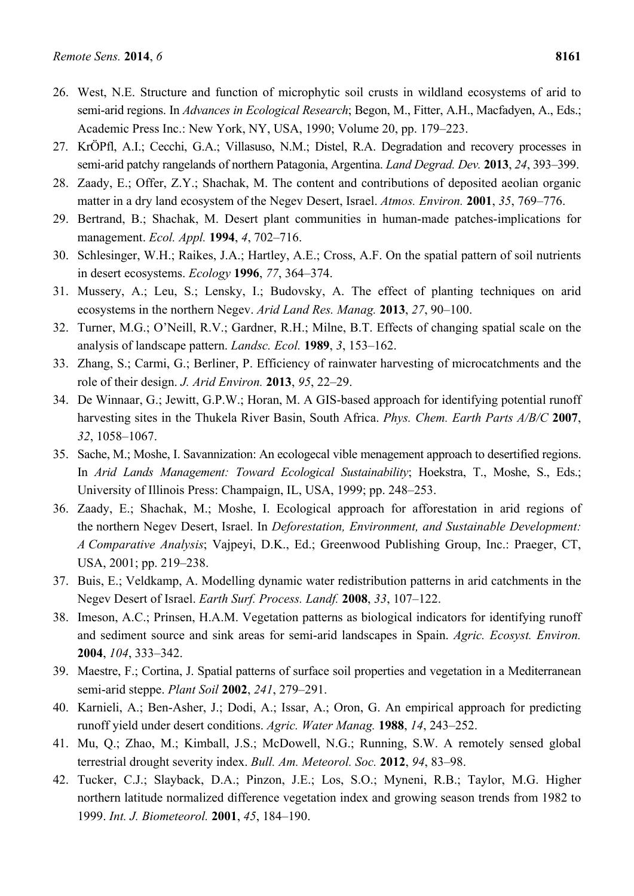26. West, N.E. Structure and function of microphytic soil crusts in wildland ecosystems of arid to semi-arid regions. In *Advances in Ecological Research*; Begon, M., Fitter, A.H., Macfadyen, A., Eds.; Academic Press Inc.: New York, NY, USA, 1990; Volume 20, pp. 179–223.
27. KrÖPfl, A.I.; Cecchi, G.A.; Villasuso, N.M.; Distel, R.A. Degradation and recovery processes in semi-arid patchy rangelands of northern Patagonia, Argentina. *Land Degrad. Dev.* **2013**, *24*, 393–399.
28. Zaady, E.; Offer, Z.Y.; Shachak, M. The content and contributions of deposited aeolian organic matter in a dry land ecosystem of the Negev Desert, Israel. *Atmos. Environ.* **2001**, *35*, 769–776.
29. Bertrand, B.; Shachak, M. Desert plant communities in human-made patches-implications for management. *Ecol. Appl.* **1994**, *4*, 702–716.
30. Schlesinger, W.H.; Raikes, J.A.; Hartley, A.E.; Cross, A.F. On the spatial pattern of soil nutrients in desert ecosystems. *Ecology* **1996**, *77*, 364–374.
31. Mussery, A.; Leu, S.; Lensky, I.; Budovsky, A. The effect of planting techniques on arid ecosystems in the northern Negev. *Arid Land Res. Manag.* **2013**, *27*, 90–100.
32. Turner, M.G.; O'Neill, R.V.; Gardner, R.H.; Milne, B.T. Effects of changing spatial scale on the analysis of landscape pattern. *Landsc. Ecol.* **1989**, *3*, 153–162.
33. Zhang, S.; Carmi, G.; Berliner, P. Efficiency of rainwater harvesting of microcatchments and the role of their design. *J. Arid Environ.* **2013**, *95*, 22–29.
34. De Winnaar, G.; Jewitt, G.P.W.; Horan, M. A GIS-based approach for identifying potential runoff harvesting sites in the Thukela River Basin, South Africa. *Phys. Chem. Earth Parts A/B/C* **2007**, *32*, 1058–1067.
35. Sache, M.; Moshe, I. Savannization: An ecologecal vible menagement approach to desertified regions. In *Arid Lands Management: Toward Ecological Sustainability*; Hoekstra, T., Moshe, S., Eds.; University of Illinois Press: Champaign, IL, USA, 1999; pp. 248–253.
36. Zaady, E.; Shachak, M.; Moshe, I. Ecological approach for afforestation in arid regions of the northern Negev Desert, Israel. In *Deforestation, Environment, and Sustainable Development: A Comparative Analysis*; Vajpeyi, D.K., Ed.; Greenwood Publishing Group, Inc.: Praeger, CT, USA, 2001; pp. 219–238.
37. Buis, E.; Veldkamp, A. Modelling dynamic water redistribution patterns in arid catchments in the Negev Desert of Israel. *Earth Surf. Process. Landf.* **2008**, *33*, 107–122.
38. Imeson, A.C.; Prinsen, H.A.M. Vegetation patterns as biological indicators for identifying runoff and sediment source and sink areas for semi-arid landscapes in Spain. *Agric. Ecosyst. Environ.* **2004**, *104*, 333–342.
39. Maestre, F.; Cortina, J. Spatial patterns of surface soil properties and vegetation in a Mediterranean semi-arid steppe. *Plant Soil* **2002**, *241*, 279–291.
40. Karnieli, A.; Ben-Asher, J.; Dodi, A.; Issar, A.; Oron, G. An empirical approach for predicting runoff yield under desert conditions. *Agric. Water Manag.* **1988**, *14*, 243–252.
41. Mu, Q.; Zhao, M.; Kimball, J.S.; McDowell, N.G.; Running, S.W. A remotely sensed global terrestrial drought severity index. *Bull. Am. Meteorol. Soc.* **2012**, *94*, 83–98.
42. Tucker, C.J.; Slayback, D.A.; Pinzon, J.E.; Los, S.O.; Myneni, R.B.; Taylor, M.G. Higher northern latitude normalized difference vegetation index and growing season trends from 1982 to 1999. *Int. J. Biometeorol.* **2001**, *45*, 184–190.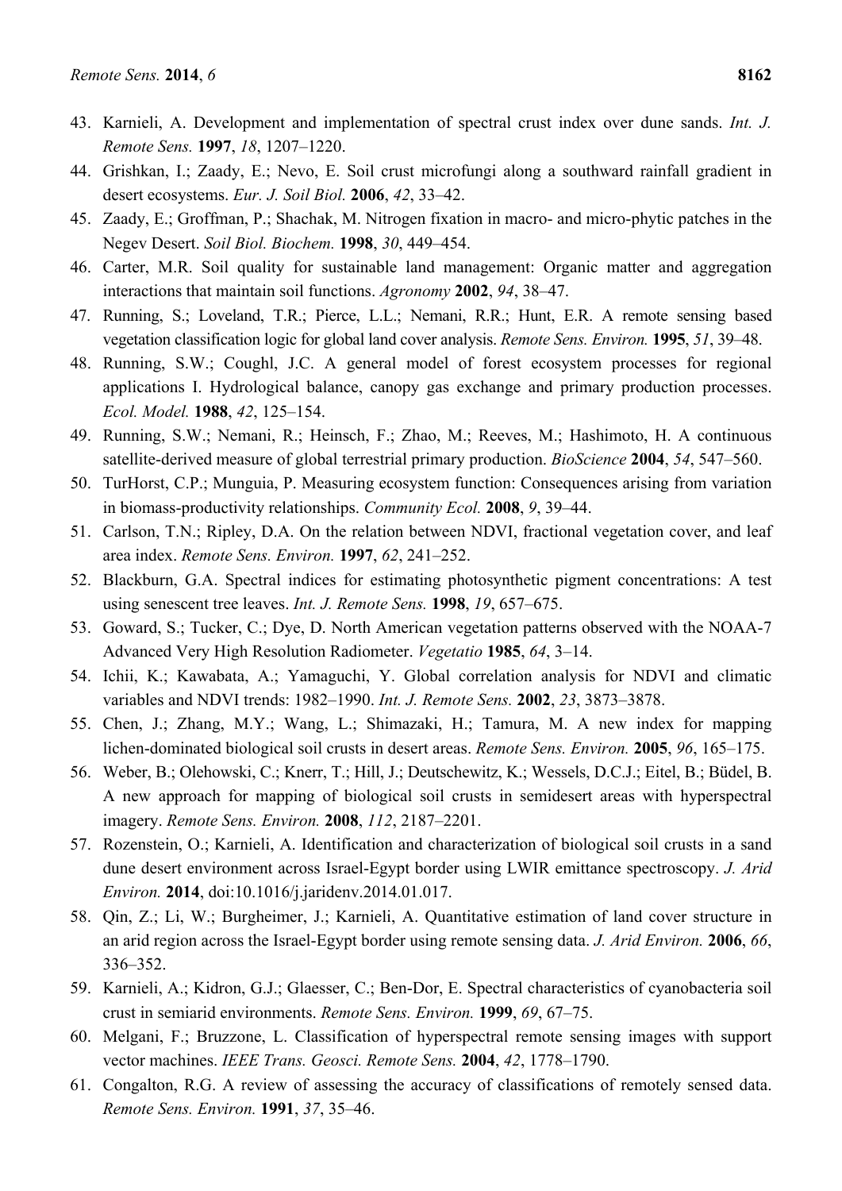43. Karnieli, A. Development and implementation of spectral crust index over dune sands. *Int. J. Remote Sens.* **1997**, *18*, 1207–1220.
44. Grishkan, I.; Zaady, E.; Nevo, E. Soil crust microfungi along a southward rainfall gradient in desert ecosystems. *Eur. J. Soil Biol.* **2006**, *42*, 33–42.
45. Zaady, E.; Groffman, P.; Shachak, M. Nitrogen fixation in macro- and micro-phytic patches in the Negev Desert. *Soil Biol. Biochem.* **1998**, *30*, 449–454.
46. Carter, M.R. Soil quality for sustainable land management: Organic matter and aggregation interactions that maintain soil functions. *Agronomy* **2002**, *94*, 38–47.
47. Running, S.; Loveland, T.R.; Pierce, L.L.; Nemani, R.R.; Hunt, E.R. A remote sensing based vegetation classification logic for global land cover analysis. *Remote Sens. Environ.* **1995**, *51*, 39–48.
48. Running, S.W.; Coughl, J.C. A general model of forest ecosystem processes for regional applications I. Hydrological balance, canopy gas exchange and primary production processes. *Ecol. Model.* **1988**, *42*, 125–154.
49. Running, S.W.; Nemani, R.; Heinsch, F.; Zhao, M.; Reeves, M.; Hashimoto, H. A continuous satellite-derived measure of global terrestrial primary production. *BioScience* **2004**, *54*, 547–560.
50. TurHorst, C.P.; Munguia, P. Measuring ecosystem function: Consequences arising from variation in biomass-productivity relationships. *Community Ecol.* **2008**, *9*, 39–44.
51. Carlson, T.N.; Ripley, D.A. On the relation between NDVI, fractional vegetation cover, and leaf area index. *Remote Sens. Environ.* **1997**, *62*, 241–252.
52. Blackburn, G.A. Spectral indices for estimating photosynthetic pigment concentrations: A test using senescent tree leaves. *Int. J. Remote Sens.* **1998**, *19*, 657–675.
53. Goward, S.; Tucker, C.; Dye, D. North American vegetation patterns observed with the NOAA-7 Advanced Very High Resolution Radiometer. *Vegetatio* **1985**, *64*, 3–14.
54. Ichii, K.; Kawabata, A.; Yamaguchi, Y. Global correlation analysis for NDVI and climatic variables and NDVI trends: 1982–1990. *Int. J. Remote Sens.* **2002**, *23*, 3873–3878.
55. Chen, J.; Zhang, M.Y.; Wang, L.; Shimazaki, H.; Tamura, M. A new index for mapping lichen-dominated biological soil crusts in desert areas. *Remote Sens. Environ.* **2005**, *96*, 165–175.
56. Weber, B.; Olehowski, C.; Knerr, T.; Hill, J.; Deutschewitz, K.; Wessels, D.C.J.; Eitel, B.; Büdel, B. A new approach for mapping of biological soil crusts in semidesert areas with hyperspectral imagery. *Remote Sens. Environ.* **2008**, *112*, 2187–2201.
57. Rozenstein, O.; Karnieli, A. Identification and characterization of biological soil crusts in a sand dune desert environment across Israel-Egypt border using LWIR emittance spectroscopy. *J. Arid Environ.* **2014**, doi:10.1016/j.jaridenv.2014.01.017.
58. Qin, Z.; Li, W.; Burgheimer, J.; Karnieli, A. Quantitative estimation of land cover structure in an arid region across the Israel-Egypt border using remote sensing data. *J. Arid Environ.* **2006**, *66*, 336–352.
59. Karnieli, A.; Kidron, G.J.; Glaesser, C.; Ben-Dor, E. Spectral characteristics of cyanobacteria soil crust in semiarid environments. *Remote Sens. Environ.* **1999**, *69*, 67–75.
60. Melgani, F.; Bruzzone, L. Classification of hyperspectral remote sensing images with support vector machines. *IEEE Trans. Geosci. Remote Sens.* **2004**, *42*, 1778–1790.
61. Congalton, R.G. A review of assessing the accuracy of classifications of remotely sensed data. *Remote Sens. Environ.* **1991**, *37*, 35–46.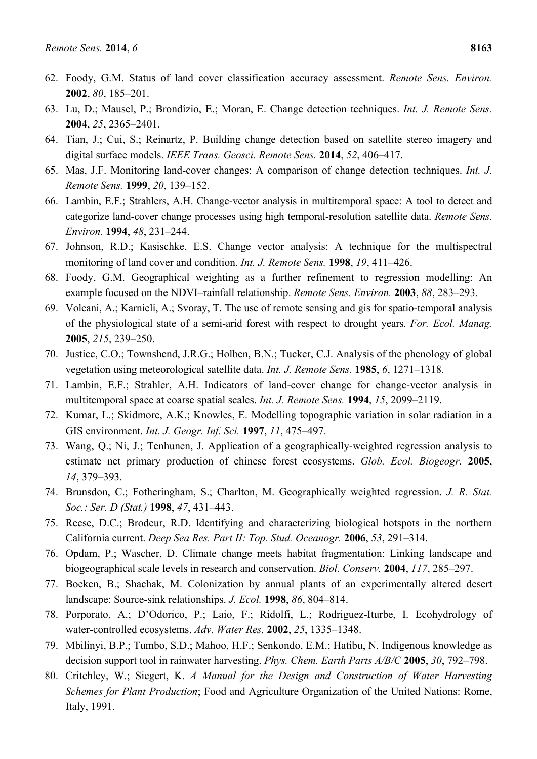62. Foody, G.M. Status of land cover classification accuracy assessment. *Remote Sens. Environ.* **2002**, *80*, 185–201.
63. Lu, D.; Mausel, P.; Brondízio, E.; Moran, E. Change detection techniques. *Int. J. Remote Sens.* **2004**, *25*, 2365–2401.
64. Tian, J.; Cui, S.; Reinartz, P. Building change detection based on satellite stereo imagery and digital surface models. *IEEE Trans. Geosci. Remote Sens.* **2014**, *52*, 406–417.
65. Mas, J.F. Monitoring land-cover changes: A comparison of change detection techniques. *Int. J. Remote Sens.* **1999**, *20*, 139–152.
66. Lambin, E.F.; Strahlers, A.H. Change-vector analysis in multitemporal space: A tool to detect and categorize land-cover change processes using high temporal-resolution satellite data. *Remote Sens. Environ.* **1994**, *48*, 231–244.
67. Johnson, R.D.; Kasischke, E.S. Change vector analysis: A technique for the multispectral monitoring of land cover and condition. *Int. J. Remote Sens.* **1998**, *19*, 411–426.
68. Foody, G.M. Geographical weighting as a further refinement to regression modelling: An example focused on the NDVI–rainfall relationship. *Remote Sens. Environ.* **2003**, *88*, 283–293.
69. Volcani, A.; Karnieli, A.; Svoray, T. The use of remote sensing and gis for spatio-temporal analysis of the physiological state of a semi-arid forest with respect to drought years. *For. Ecol. Manag.* **2005**, *215*, 239–250.
70. Justice, C.O.; Townshend, J.R.G.; Holben, B.N.; Tucker, C.J. Analysis of the phenology of global vegetation using meteorological satellite data. *Int. J. Remote Sens.* **1985**, *6*, 1271–1318.
71. Lambin, E.F.; Strahler, A.H. Indicators of land-cover change for change-vector analysis in multitemporal space at coarse spatial scales. *Int. J. Remote Sens.* **1994**, *15*, 2099–2119.
72. Kumar, L.; Skidmore, A.K.; Knowles, E. Modelling topographic variation in solar radiation in a GIS environment. *Int. J. Geogr. Inf. Sci.* **1997**, *11*, 475–497.
73. Wang, Q.; Ni, J.; Tenhunen, J. Application of a geographically-weighted regression analysis to estimate net primary production of chinese forest ecosystems. *Glob. Ecol. Biogeogr.* **2005**, *14*, 379–393.
74. Brunsdon, C.; Fotheringham, S.; Charlton, M. Geographically weighted regression. *J. R. Stat. Soc.: Ser. D (Stat.)* **1998**, *47*, 431–443.
75. Reese, D.C.; Brodeur, R.D. Identifying and characterizing biological hotspots in the northern California current. *Deep Sea Res. Part II: Top. Stud. Oceanogr.* **2006**, *53*, 291–314.
76. Opdam, P.; Wascher, D. Climate change meets habitat fragmentation: Linking landscape and biogeographical scale levels in research and conservation. *Biol. Conserv.* **2004**, *117*, 285–297.
77. Boeken, B.; Shachak, M. Colonization by annual plants of an experimentally altered desert landscape: Source-sink relationships. *J. Ecol.* **1998**, *86*, 804–814.
78. Porporato, A.; D'Odorico, P.; Laio, F.; Ridolfi, L.; Rodriguez-Iturbe, I. Ecohydrology of water-controlled ecosystems. *Adv. Water Res.* **2002**, *25*, 1335–1348.
79. Mbilinyi, B.P.; Tumbo, S.D.; Mahoo, H.F.; Senkondo, E.M.; Hatibu, N. Indigenous knowledge as decision support tool in rainwater harvesting. *Phys. Chem. Earth Parts A/B/C* **2005**, *30*, 792–798.
80. Critchley, W.; Siegert, K. *A Manual for the Design and Construction of Water Harvesting Schemes for Plant Production*; Food and Agriculture Organization of the United Nations: Rome, Italy, 1991.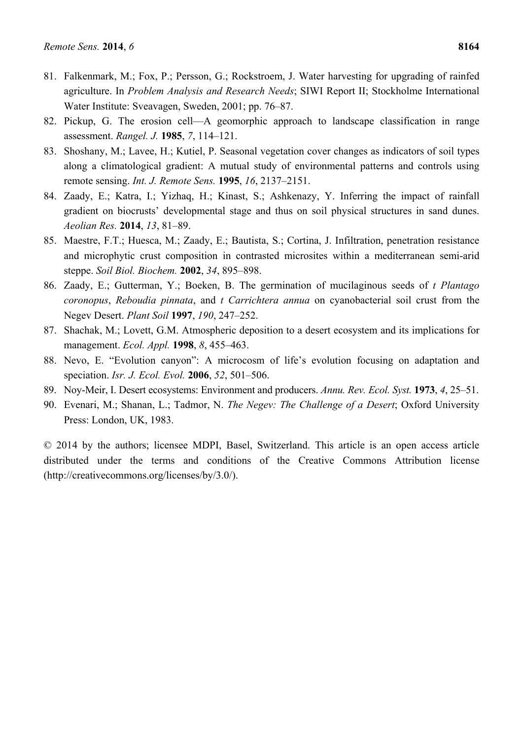81. Falkenmark, M.; Fox, P.; Persson, G.; Rockstroem, J. Water harvesting for upgrading of rainfed agriculture. In *Problem Analysis and Research Needs*; SIWI Report II; Stockholme International Water Institute: Sveavagen, Sweden, 2001; pp. 76–87.
82. Pickup, G. The erosion cell—A geomorphic approach to landscape classification in range assessment. *Rangel. J.* **1985**, *7*, 114–121.
83. Shoshany, M.; Lavee, H.; Kutiel, P. Seasonal vegetation cover changes as indicators of soil types along a climatological gradient: A mutual study of environmental patterns and controls using remote sensing. *Int. J. Remote Sens.* **1995**, *16*, 2137–2151.
84. Zaady, E.; Katra, I.; Yizhaq, H.; Kinast, S.; Ashkenazy, Y. Inferring the impact of rainfall gradient on biocrusts' developmental stage and thus on soil physical structures in sand dunes. *Aeolian Res.* **2014**, *13*, 81–89.
85. Maestre, F.T.; Huesca, M.; Zaady, E.; Bautista, S.; Cortina, J. Infiltration, penetration resistance and microphytic crust composition in contrasted microsites within a mediterranean semi-arid steppe. *Soil Biol. Biochem.* **2002**, *34*, 895–898.
86. Zaady, E.; Gutterman, Y.; Boeken, B. The germination of mucilaginous seeds of *t Plantago coronopus*, *Reboudia pinnata*, and *t Carrichtera annua* on cyanobacterial soil crust from the Negev Desert. *Plant Soil* **1997**, *190*, 247–252.
87. Shachak, M.; Lovett, G.M. Atmospheric deposition to a desert ecosystem and its implications for management. *Ecol. Appl.* **1998**, *8*, 455–463.
88. Nevo, E. "Evolution canyon": A microcosm of life's evolution focusing on adaptation and speciation. *Isr. J. Ecol. Evol.* **2006**, *52*, 501–506.
89. Noy-Meir, I. Desert ecosystems: Environment and producers. *Annu. Rev. Ecol. Syst.* **1973**, *4*, 25–51.
90. Evenari, M.; Shanan, L.; Tadmor, N. *The Negev: The Challenge of a Desert*; Oxford University Press: London, UK, 1983.

© 2014 by the authors; licensee MDPI, Basel, Switzerland. This article is an open access article distributed under the terms and conditions of the Creative Commons Attribution license (http://creativecommons.org/licenses/by/3.0/).